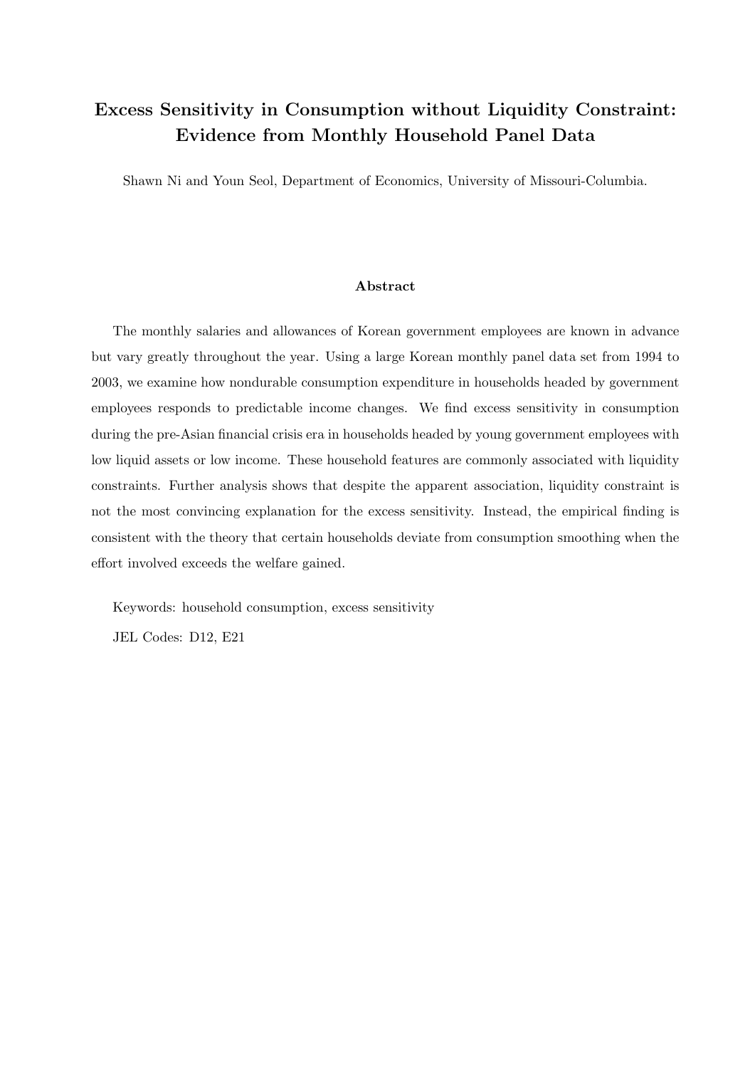# Excess Sensitivity in Consumption without Liquidity Constraint: Evidence from Monthly Household Panel Data

Shawn Ni and Youn Seol, Department of Economics, University of Missouri-Columbia.

### Abstract

The monthly salaries and allowances of Korean government employees are known in advance but vary greatly throughout the year. Using a large Korean monthly panel data set from 1994 to 2003, we examine how nondurable consumption expenditure in households headed by government employees responds to predictable income changes. We find excess sensitivity in consumption during the pre-Asian financial crisis era in households headed by young government employees with low liquid assets or low income. These household features are commonly associated with liquidity constraints. Further analysis shows that despite the apparent association, liquidity constraint is not the most convincing explanation for the excess sensitivity. Instead, the empirical finding is consistent with the theory that certain households deviate from consumption smoothing when the effort involved exceeds the welfare gained.

Keywords: household consumption, excess sensitivity

JEL Codes: D12, E21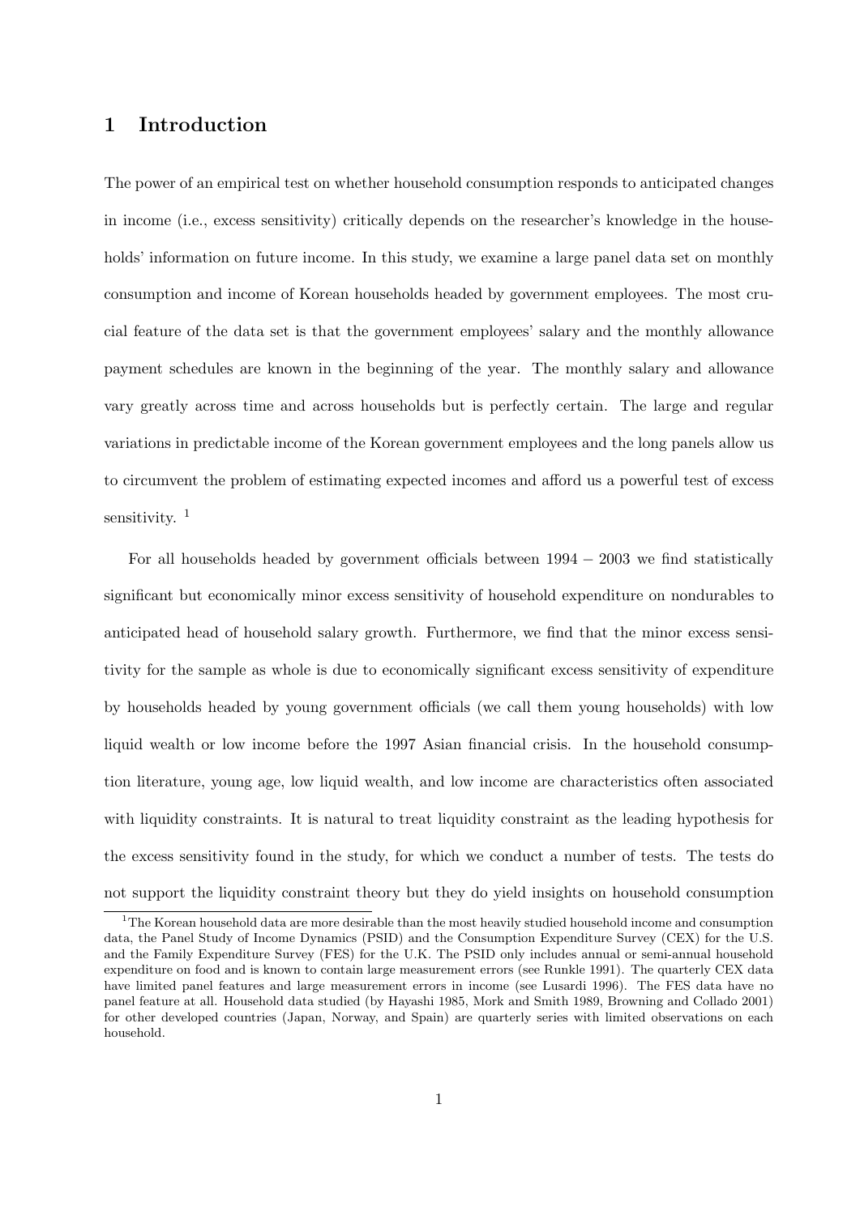# 1 Introduction

The power of an empirical test on whether household consumption responds to anticipated changes in income (i.e., excess sensitivity) critically depends on the researcher's knowledge in the households' information on future income. In this study, we examine a large panel data set on monthly consumption and income of Korean households headed by government employees. The most crucial feature of the data set is that the government employees' salary and the monthly allowance payment schedules are known in the beginning of the year. The monthly salary and allowance vary greatly across time and across households but is perfectly certain. The large and regular variations in predictable income of the Korean government employees and the long panels allow us to circumvent the problem of estimating expected incomes and afford us a powerful test of excess sensitivity. [1]

For all households headed by government officials between 1994 − 2003 we find statistically significant but economically minor excess sensitivity of household expenditure on nondurables to anticipated head of household salary growth. Furthermore, we find that the minor excess sensitivity for the sample as whole is due to economically significant excess sensitivity of expenditure by households headed by young government officials (we call them young households) with low liquid wealth or low income before the 1997 Asian financial crisis. In the household consumption literature, young age, low liquid wealth, and low income are characteristics often associated with liquidity constraints. It is natural to treat liquidity constraint as the leading hypothesis for the excess sensitivity found in the study, for which we conduct a number of tests. The tests do not support the liquidity constraint theory but they do yield insights on household consumption

[1] The Korean household data are more desirable than the most heavily studied household income and consumption data, the Panel Study of Income Dynamics (PSID) and the Consumption Expenditure Survey (CEX) for the U.S. and the Family Expenditure Survey (FES) for the U.K. The PSID only includes annual or semi-annual household expenditure on food and is known to contain large measurement errors (see Runkle 1991). The quarterly CEX data have limited panel features and large measurement errors in income (see Lusardi 1996). The FES data have no panel feature at all. Household data studied (by Hayashi 1985, Mork and Smith 1989, Browning and Collado 2001) for other developed countries (Japan, Norway, and Spain) are quarterly series with limited observations on each household.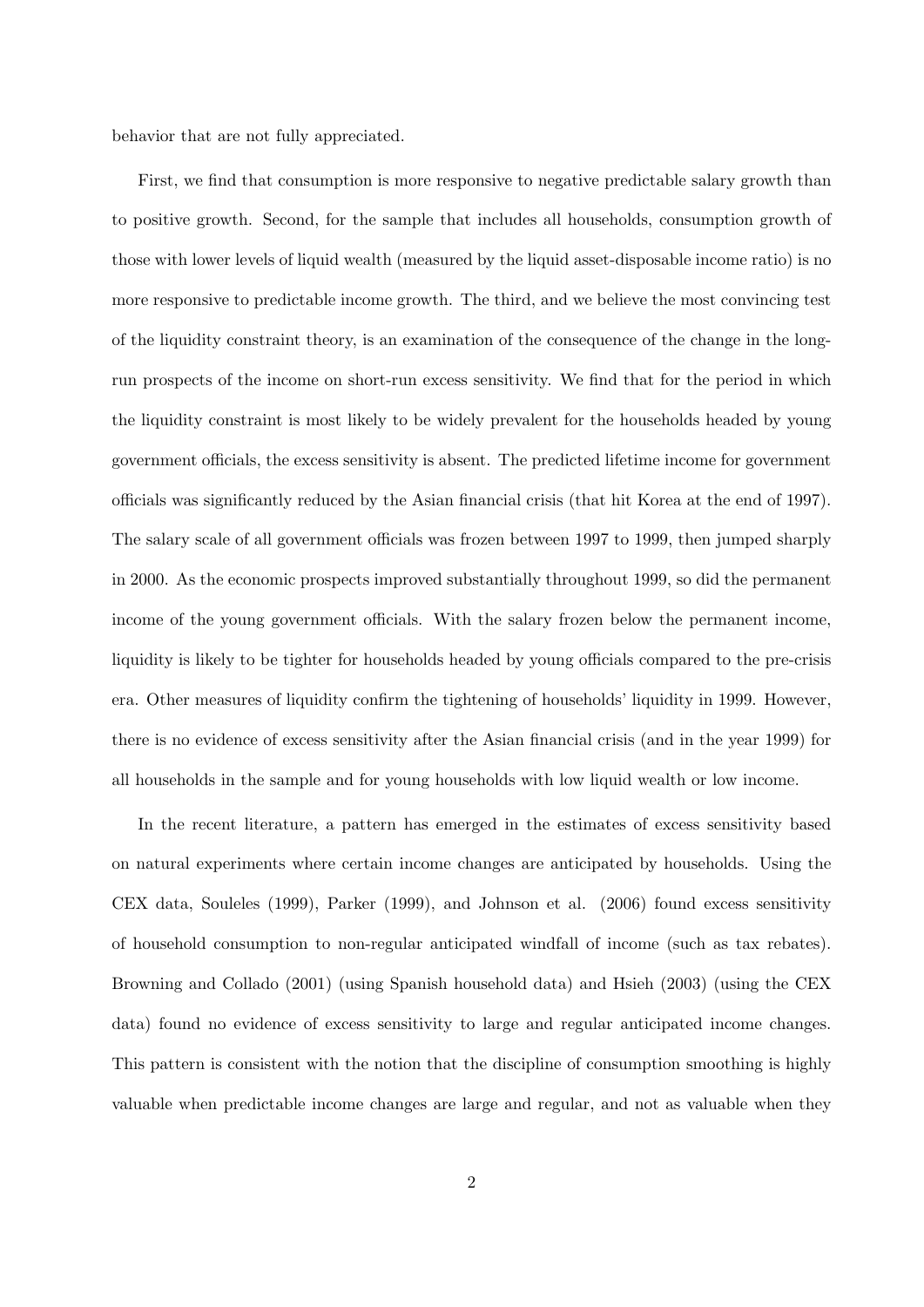behavior that are not fully appreciated.

First, we find that consumption is more responsive to negative predictable salary growth than to positive growth. Second, for the sample that includes all households, consumption growth of those with lower levels of liquid wealth (measured by the liquid asset-disposable income ratio) is no more responsive to predictable income growth. The third, and we believe the most convincing test of the liquidity constraint theory, is an examination of the consequence of the change in the long-run prospects of the income on short-run excess sensitivity. We find that for the period in which the liquidity constraint is most likely to be widely prevalent for the households headed by young government officials, the excess sensitivity is absent. The predicted lifetime income for government officials was significantly reduced by the Asian financial crisis (that hit Korea at the end of 1997). The salary scale of all government officials was frozen between 1997 to 1999, then jumped sharply in 2000. As the economic prospects improved substantially throughout 1999, so did the permanent income of the young government officials. With the salary frozen below the permanent income, liquidity is likely to be tighter for households headed by young officials compared to the pre-crisis era. Other measures of liquidity confirm the tightening of households' liquidity in 1999. However, there is no evidence of excess sensitivity after the Asian financial crisis (and in the year 1999) for all households in the sample and for young households with low liquid wealth or low income.

In the recent literature, a pattern has emerged in the estimates of excess sensitivity based on natural experiments where certain income changes are anticipated by households. Using the CEX data, Souleles (1999), Parker (1999), and Johnson et al. (2006) found excess sensitivity of household consumption to non-regular anticipated windfall of income (such as tax rebates). Browning and Collado (2001) (using Spanish household data) and Hsieh (2003) (using the CEX data) found no evidence of excess sensitivity to large and regular anticipated income changes. This pattern is consistent with the notion that the discipline of consumption smoothing is highly valuable when predictable income changes are large and regular, and not as valuable when they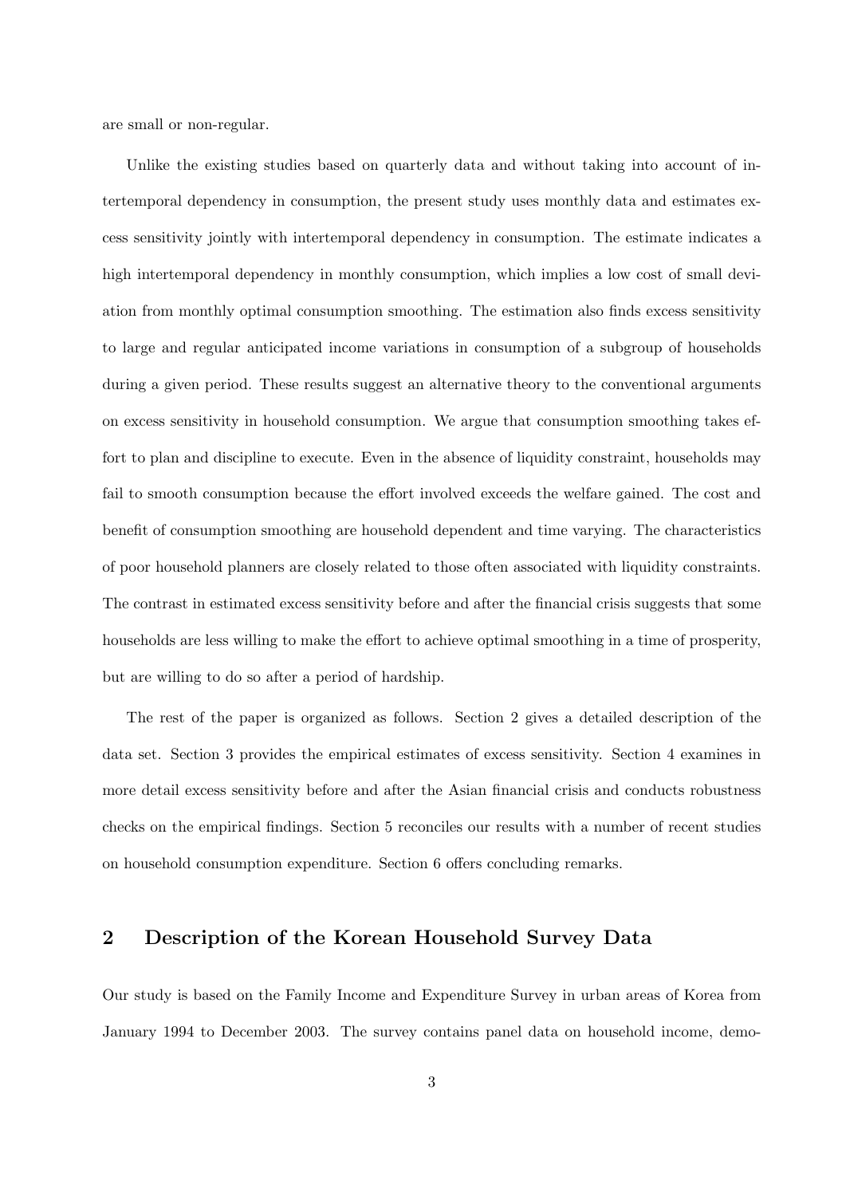are small or non-regular.

Unlike the existing studies based on quarterly data and without taking into account of intertemporal dependency in consumption, the present study uses monthly data and estimates excess sensitivity jointly with intertemporal dependency in consumption. The estimate indicates a high intertemporal dependency in monthly consumption, which implies a low cost of small deviation from monthly optimal consumption smoothing. The estimation also finds excess sensitivity to large and regular anticipated income variations in consumption of a subgroup of households during a given period. These results suggest an alternative theory to the conventional arguments on excess sensitivity in household consumption. We argue that consumption smoothing takes effort to plan and discipline to execute. Even in the absence of liquidity constraint, households may fail to smooth consumption because the effort involved exceeds the welfare gained. The cost and benefit of consumption smoothing are household dependent and time varying. The characteristics of poor household planners are closely related to those often associated with liquidity constraints. The contrast in estimated excess sensitivity before and after the financial crisis suggests that some households are less willing to make the effort to achieve optimal smoothing in a time of prosperity, but are willing to do so after a period of hardship.

The rest of the paper is organized as follows. Section 2 gives a detailed description of the data set. Section 3 provides the empirical estimates of excess sensitivity. Section 4 examines in more detail excess sensitivity before and after the Asian financial crisis and conducts robustness checks on the empirical findings. Section 5 reconciles our results with a number of recent studies on household consumption expenditure. Section 6 offers concluding remarks.

## 2 Description of the Korean Household Survey Data

Our study is based on the Family Income and Expenditure Survey in urban areas of Korea from January 1994 to December 2003. The survey contains panel data on household income, demo-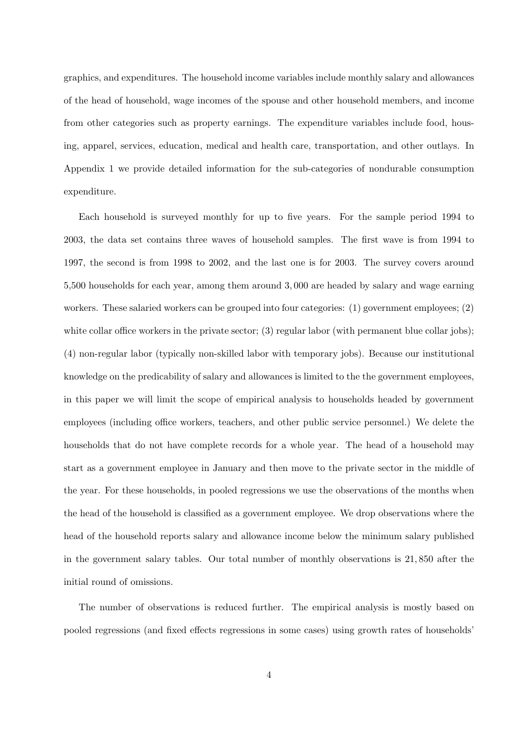graphics, and expenditures. The household income variables include monthly salary and allowances of the head of household, wage incomes of the spouse and other household members, and income from other categories such as property earnings. The expenditure variables include food, housing, apparel, services, education, medical and health care, transportation, and other outlays. In Appendix 1 we provide detailed information for the sub-categories of nondurable consumption expenditure.

Each household is surveyed monthly for up to five years. For the sample period 1994 to 2003, the data set contains three waves of household samples. The first wave is from 1994 to 1997, the second is from 1998 to 2002, and the last one is for 2003. The survey covers around 5,500 households for each year, among them around $3,000$ are headed by salary and wage earning workers. These salaried workers can be grouped into four categories: (1) government employees; (2) white collar office workers in the private sector; (3) regular labor (with permanent blue collar jobs); (4) non-regular labor (typically non-skilled labor with temporary jobs). Because our institutional knowledge on the predicability of salary and allowances is limited to the the government employees, in this paper we will limit the scope of empirical analysis to households headed by government employees (including office workers, teachers, and other public service personnel.) We delete the households that do not have complete records for a whole year. The head of a household may start as a government employee in January and then move to the private sector in the middle of the year. For these households, in pooled regressions we use the observations of the months when the head of the household is classified as a government employee. We drop observations where the head of the household reports salary and allowance income below the minimum salary published in the government salary tables. Our total number of monthly observations is $21,850$ after the initial round of omissions.

The number of observations is reduced further. The empirical analysis is mostly based on pooled regressions (and fixed effects regressions in some cases) using growth rates of households'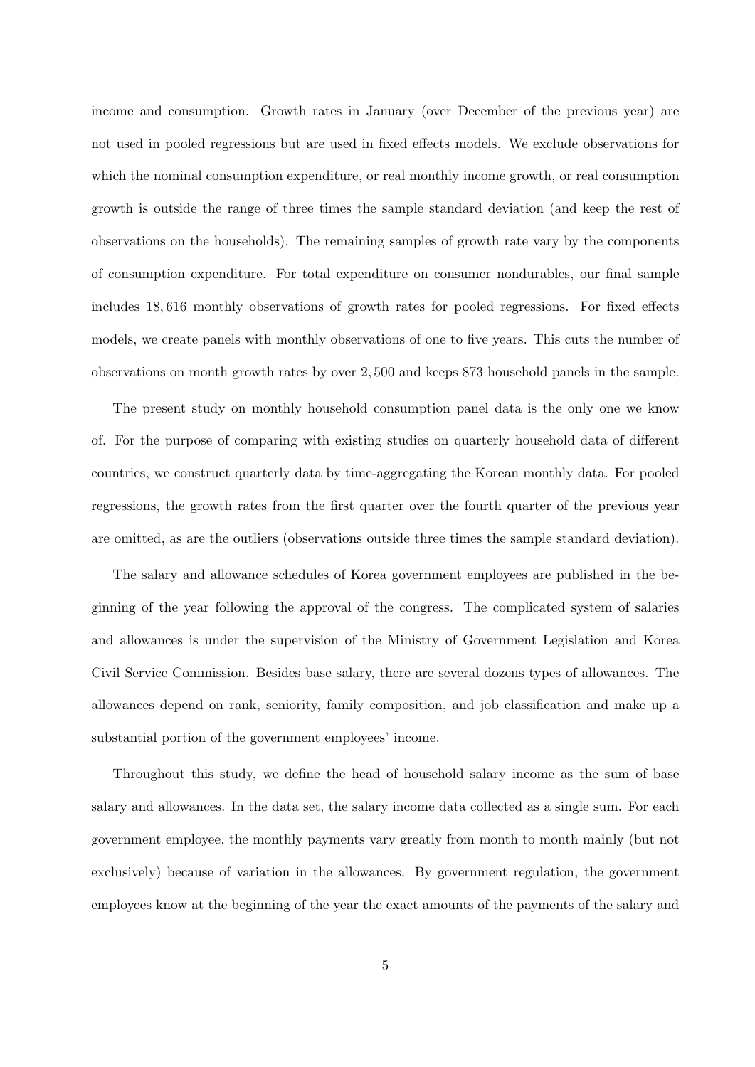income and consumption. Growth rates in January (over December of the previous year) are not used in pooled regressions but are used in fixed effects models. We exclude observations for which the nominal consumption expenditure, or real monthly income growth, or real consumption growth is outside the range of three times the sample standard deviation (and keep the rest of observations on the households). The remaining samples of growth rate vary by the components of consumption expenditure. For total expenditure on consumer nondurables, our final sample includes 18,616 monthly observations of growth rates for pooled regressions. For fixed effects models, we create panels with monthly observations of one to five years. This cuts the number of observations on month growth rates by over 2,500 and keeps 873 household panels in the sample.

The present study on monthly household consumption panel data is the only one we know of. For the purpose of comparing with existing studies on quarterly household data of different countries, we construct quarterly data by time-aggregating the Korean monthly data. For pooled regressions, the growth rates from the first quarter over the fourth quarter of the previous year are omitted, as are the outliers (observations outside three times the sample standard deviation).

The salary and allowance schedules of Korea government employees are published in the beginning of the year following the approval of the congress. The complicated system of salaries and allowances is under the supervision of the Ministry of Government Legislation and Korea Civil Service Commission. Besides base salary, there are several dozens types of allowances. The allowances depend on rank, seniority, family composition, and job classification and make up a substantial portion of the government employees' income.

Throughout this study, we define the head of household salary income as the sum of base salary and allowances. In the data set, the salary income data collected as a single sum. For each government employee, the monthly payments vary greatly from month to month mainly (but not exclusively) because of variation in the allowances. By government regulation, the government employees know at the beginning of the year the exact amounts of the payments of the salary and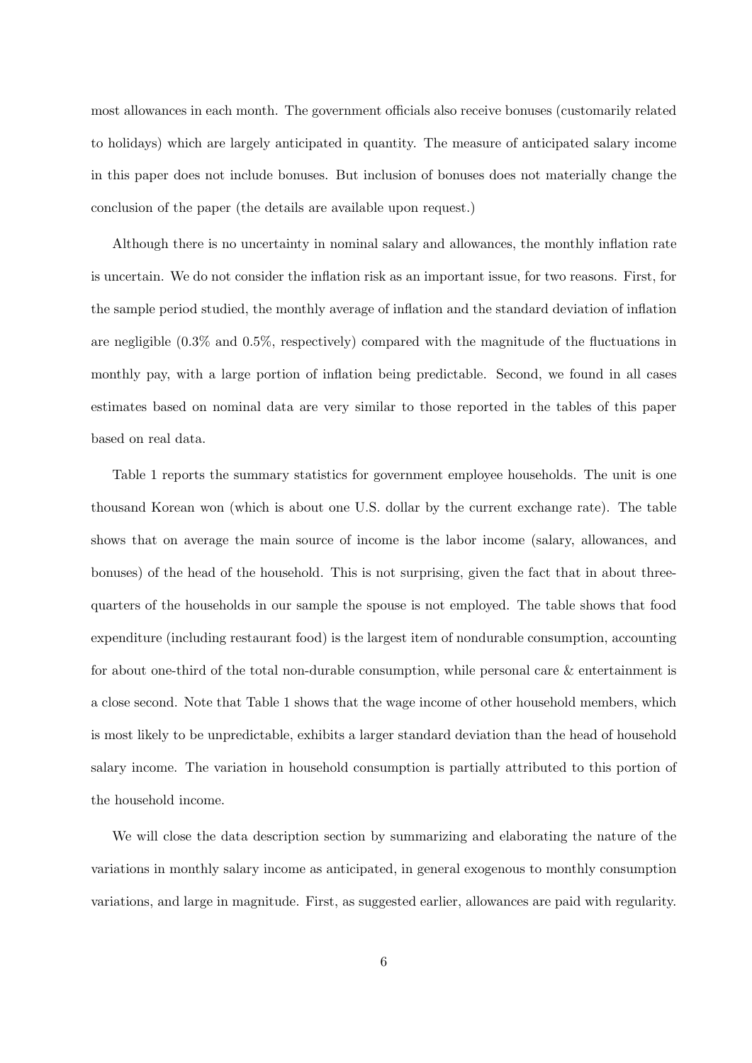most allowances in each month. The government officials also receive bonuses (customarily related to holidays) which are largely anticipated in quantity. The measure of anticipated salary income in this paper does not include bonuses. But inclusion of bonuses does not materially change the conclusion of the paper (the details are available upon request.)

Although there is no uncertainty in nominal salary and allowances, the monthly inflation rate is uncertain. We do not consider the inflation risk as an important issue, for two reasons. First, for the sample period studied, the monthly average of inflation and the standard deviation of inflation are negligible (0.3% and 0.5%, respectively) compared with the magnitude of the fluctuations in monthly pay, with a large portion of inflation being predictable. Second, we found in all cases estimates based on nominal data are very similar to those reported in the tables of this paper based on real data.

Table 1 reports the summary statistics for government employee households. The unit is one thousand Korean won (which is about one U.S. dollar by the current exchange rate). The table shows that on average the main source of income is the labor income (salary, allowances, and bonuses) of the head of the household. This is not surprising, given the fact that in about three-quarters of the households in our sample the spouse is not employed. The table shows that food expenditure (including restaurant food) is the largest item of nondurable consumption, accounting for about one-third of the total non-durable consumption, while personal care & entertainment is a close second. Note that Table 1 shows that the wage income of other household members, which is most likely to be unpredictable, exhibits a larger standard deviation than the head of household salary income. The variation in household consumption is partially attributed to this portion of the household income.

We will close the data description section by summarizing and elaborating the nature of the variations in monthly salary income as anticipated, in general exogenous to monthly consumption variations, and large in magnitude. First, as suggested earlier, allowances are paid with regularity.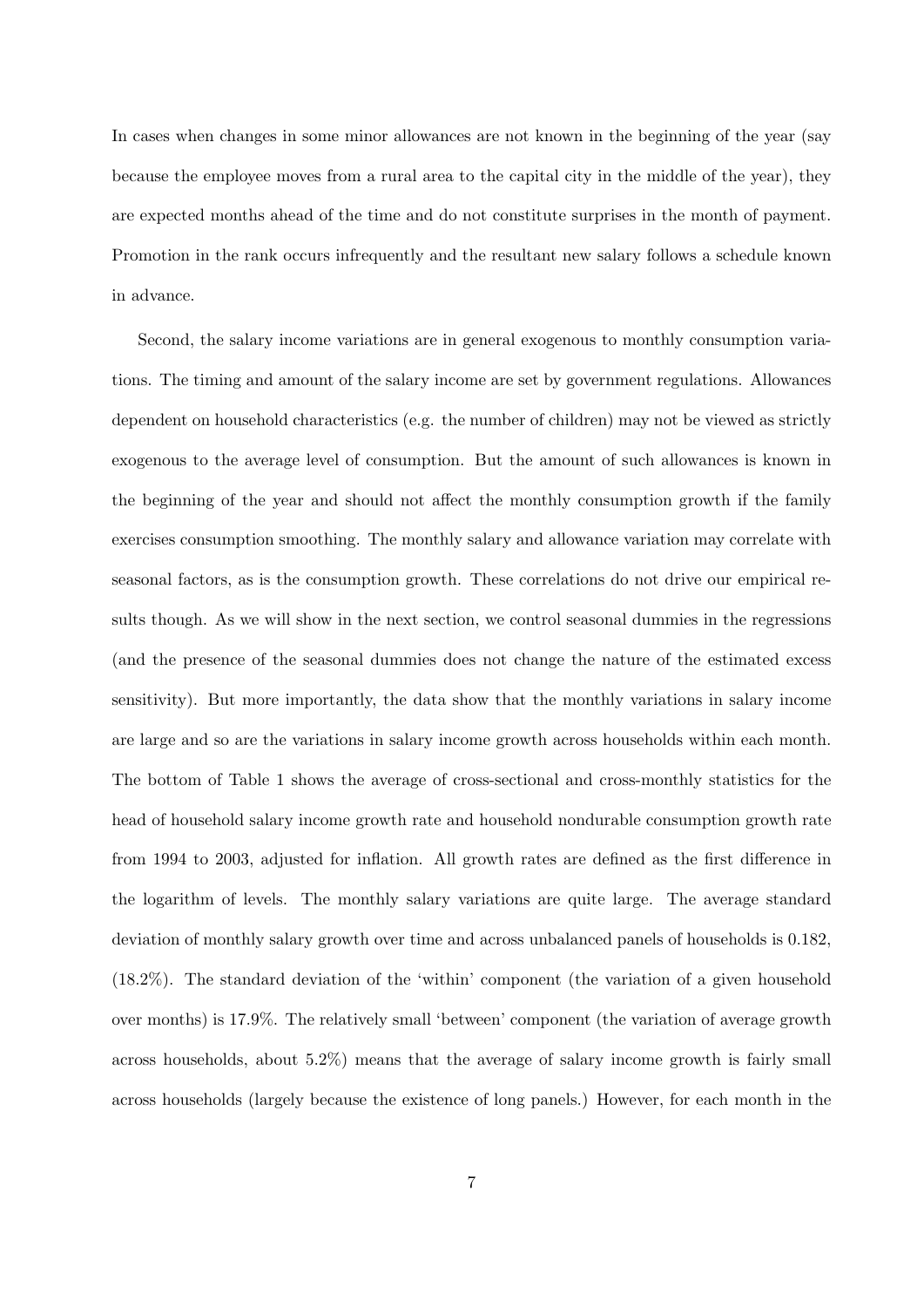In cases when changes in some minor allowances are not known in the beginning of the year (say because the employee moves from a rural area to the capital city in the middle of the year), they are expected months ahead of the time and do not constitute surprises in the month of payment. Promotion in the rank occurs infrequently and the resultant new salary follows a schedule known in advance.

Second, the salary income variations are in general exogenous to monthly consumption variations. The timing and amount of the salary income are set by government regulations. Allowances dependent on household characteristics (e.g. the number of children) may not be viewed as strictly exogenous to the average level of consumption. But the amount of such allowances is known in the beginning of the year and should not affect the monthly consumption growth if the family exercises consumption smoothing. The monthly salary and allowance variation may correlate with seasonal factors, as is the consumption growth. These correlations do not drive our empirical results though. As we will show in the next section, we control seasonal dummies in the regressions (and the presence of the seasonal dummies does not change the nature of the estimated excess sensitivity). But more importantly, the data show that the monthly variations in salary income are large and so are the variations in salary income growth across households within each month. The bottom of Table 1 shows the average of cross-sectional and cross-monthly statistics for the head of household salary income growth rate and household nondurable consumption growth rate from 1994 to 2003, adjusted for inflation. All growth rates are defined as the first difference in the logarithm of levels. The monthly salary variations are quite large. The average standard deviation of monthly salary growth over time and across unbalanced panels of households is 0.182, (18.2%). The standard deviation of the 'within' component (the variation of a given household over months) is 17.9%. The relatively small 'between' component (the variation of average growth across households, about 5.2%) means that the average of salary income growth is fairly small across households (largely because the existence of long panels.) However, for each month in the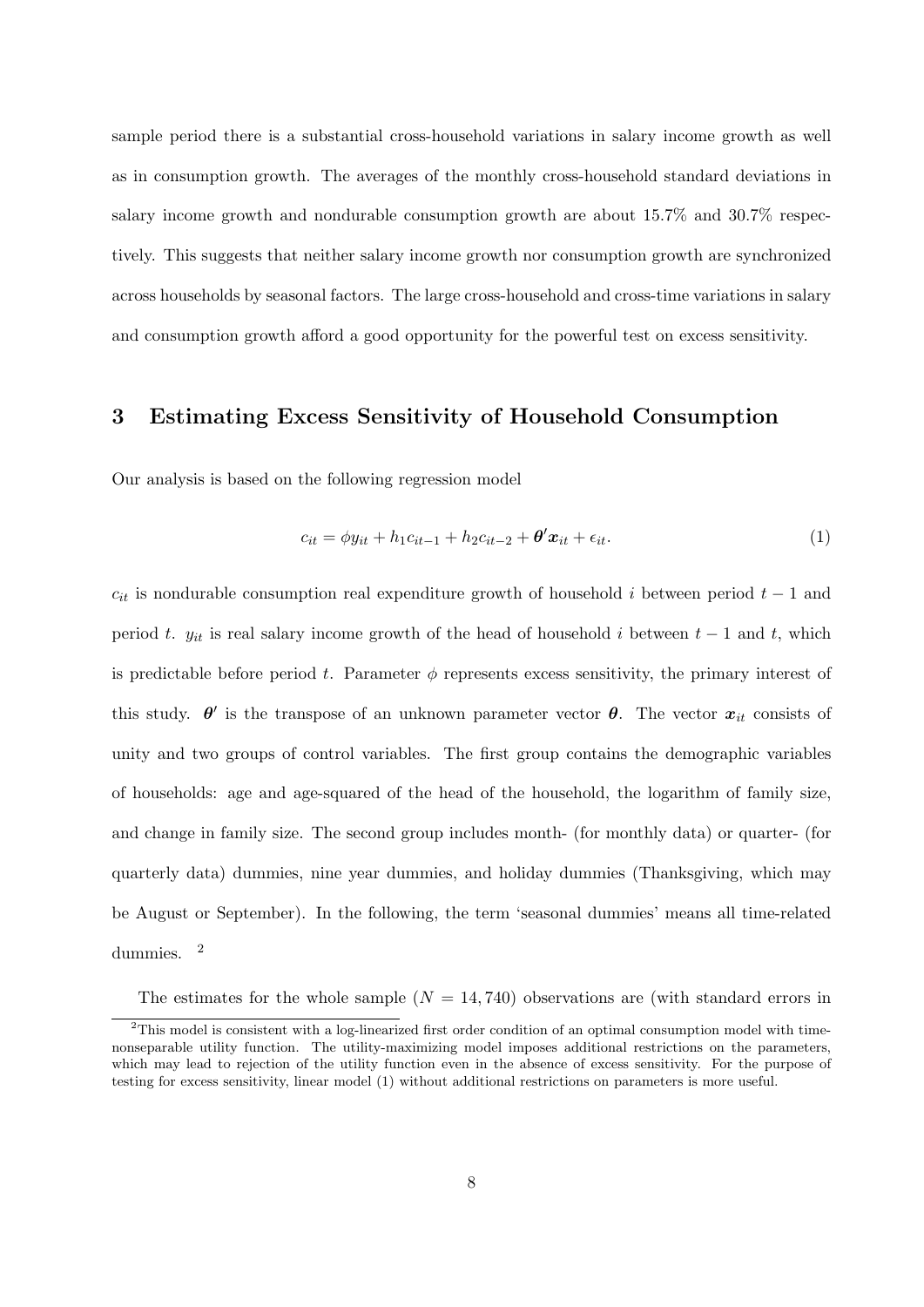sample period there is a substantial cross-household variations in salary income growth as well as in consumption growth. The averages of the monthly cross-household standard deviations in salary income growth and nondurable consumption growth are about 15.7% and 30.7% respectively. This suggests that neither salary income growth nor consumption growth are synchronized across households by seasonal factors. The large cross-household and cross-time variations in salary and consumption growth afford a good opportunity for the powerful test on excess sensitivity.

## 3 Estimating Excess Sensitivity of Household Consumption

Our analysis is based on the following regression model

$$c_{it} = \phi y_{it} + h_1 c_{it-1} + h_2 c_{it-2} + \boldsymbol{\theta}' \boldsymbol{x}_{it} + \epsilon_{it}. \tag{1}$$

$c_{it}$ is nondurable consumption real expenditure growth of household $i$ between period $t-1$ and period $t$. $y_{it}$ is real salary income growth of the head of household $i$ between $t-1$ and $t$, which is predictable before period $t$. Parameter $\phi$ represents excess sensitivity, the primary interest of this study. $\boldsymbol{\theta}'$ is the transpose of an unknown parameter vector $\boldsymbol{\theta}$. The vector $\boldsymbol{x}_{it}$ consists of unity and two groups of control variables. The first group contains the demographic variables of households: age and age-squared of the head of the household, the logarithm of family size, and change in family size. The second group includes month- (for monthly data) or quarter- (for quarterly data) dummies, nine year dummies, and holiday dummies (Thanksgiving, which may be August or September). In the following, the term 'seasonal dummies' means all time-related dummies. [2]

The estimates for the whole sample ($N = 14,740$) observations are (with standard errors in

[2] This model is consistent with a log-linearized first order condition of an optimal consumption model with time-nonseparable utility function. The utility-maximizing model imposes additional restrictions on the parameters, which may lead to rejection of the utility function even in the absence of excess sensitivity. For the purpose of testing for excess sensitivity, linear model (1) without additional restrictions on parameters is more useful.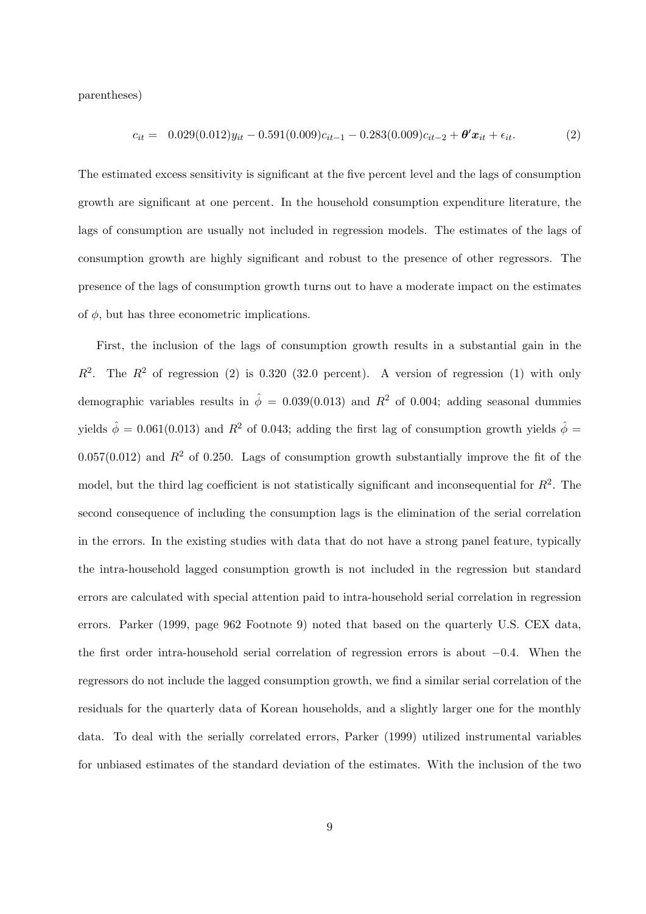parentheses)

$$c_{it} = \ \ 0.029(0.012)y_{it} - 0.591(0.009)c_{it-1} - 0.283(0.009)c_{it-2} + \boldsymbol{\theta}'\boldsymbol{x}_{it} + \epsilon_{it}. \tag{2}$$

The estimated excess sensitivity is significant at the five percent level and the lags of consumption growth are significant at one percent. In the household consumption expenditure literature, the lags of consumption are usually not included in regression models. The estimates of the lags of consumption growth are highly significant and robust to the presence of other regressors. The presence of the lags of consumption growth turns out to have a moderate impact on the estimates of $\phi$, but has three econometric implications.

First, the inclusion of the lags of consumption growth results in a substantial gain in the $R^2$. The $R^2$ of regression (2) is 0.320 (32.0 percent). A version of regression (1) with only demographic variables results in $\hat{\phi} = 0.039(0.013)$ and $R^2$ of 0.004; adding seasonal dummies yields $\hat{\phi} = 0.061(0.013)$ and $R^2$ of 0.043; adding the first lag of consumption growth yields $\hat{\phi} = 0.057(0.012)$ and $R^2$ of 0.250. Lags of consumption growth substantially improve the fit of the model, but the third lag coefficient is not statistically significant and inconsequential for $R^2$. The second consequence of including the consumption lags is the elimination of the serial correlation in the errors. In the existing studies with data that do not have a strong panel feature, typically the intra-household lagged consumption growth is not included in the regression but standard errors are calculated with special attention paid to intra-household serial correlation in regression errors. Parker (1999, page 962 Footnote 9) noted that based on the quarterly U.S. CEX data, the first order intra-household serial correlation of regression errors is about $-0.4$. When the regressors do not include the lagged consumption growth, we find a similar serial correlation of the residuals for the quarterly data of Korean households, and a slightly larger one for the monthly data. To deal with the serially correlated errors, Parker (1999) utilized instrumental variables for unbiased estimates of the standard deviation of the estimates. With the inclusion of the two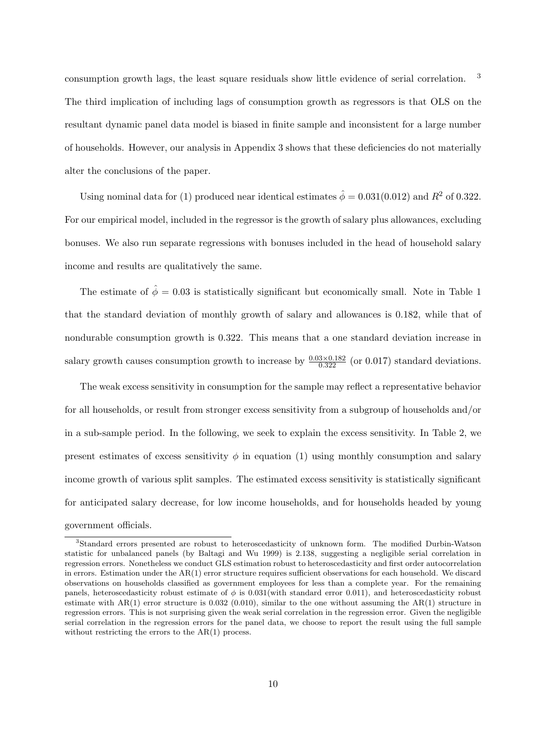consumption growth lags, the least square residuals show little evidence of serial correlation. [3] The third implication of including lags of consumption growth as regressors is that OLS on the resultant dynamic panel data model is biased in finite sample and inconsistent for a large number of households. However, our analysis in Appendix 3 shows that these deficiencies do not materially alter the conclusions of the paper.

Using nominal data for (1) produced near identical estimates $\hat{\phi} = 0.031(0.012)$ and $R^2$ of 0.322. For our empirical model, included in the regressor is the growth of salary plus allowances, excluding bonuses. We also run separate regressions with bonuses included in the head of household salary income and results are qualitatively the same.

The estimate of $\hat{\phi} = 0.03$ is statistically significant but economically small. Note in Table 1 that the standard deviation of monthly growth of salary and allowances is 0.182, while that of nondurable consumption growth is 0.322. This means that a one standard deviation increase in salary growth causes consumption growth to increase by $\frac{0.03 \times 0.182}{0.322}$ (or 0.017) standard deviations.

The weak excess sensitivity in consumption for the sample may reflect a representative behavior for all households, or result from stronger excess sensitivity from a subgroup of households and/or in a sub-sample period. In the following, we seek to explain the excess sensitivity. In Table 2, we present estimates of excess sensitivity $\phi$ in equation (1) using monthly consumption and salary income growth of various split samples. The estimated excess sensitivity is statistically significant for anticipated salary decrease, for low income households, and for households headed by young government officials.

---

[3] Standard errors presented are robust to heteroscedasticity of unknown form. The modified Durbin-Watson statistic for unbalanced panels (by Baltagi and Wu 1999) is 2.138, suggesting a negligible serial correlation in regression errors. Nonetheless we conduct GLS estimation robust to heteroscedasticity and first order autocorrelation in errors. Estimation under the AR(1) error structure requires sufficient observations for each household. We discard observations on households classified as government employees for less than a complete year. For the remaining panels, heteroscedasticity robust estimate of $\phi$ is 0.031(with standard error 0.011), and heteroscedasticity robust estimate with AR(1) error structure is 0.032 (0.010), similar to the one without assuming the AR(1) structure in regression errors. This is not surprising given the weak serial correlation in the regression error. Given the negligible serial correlation in the regression errors for the panel data, we choose to report the result using the full sample without restricting the errors to the AR(1) process.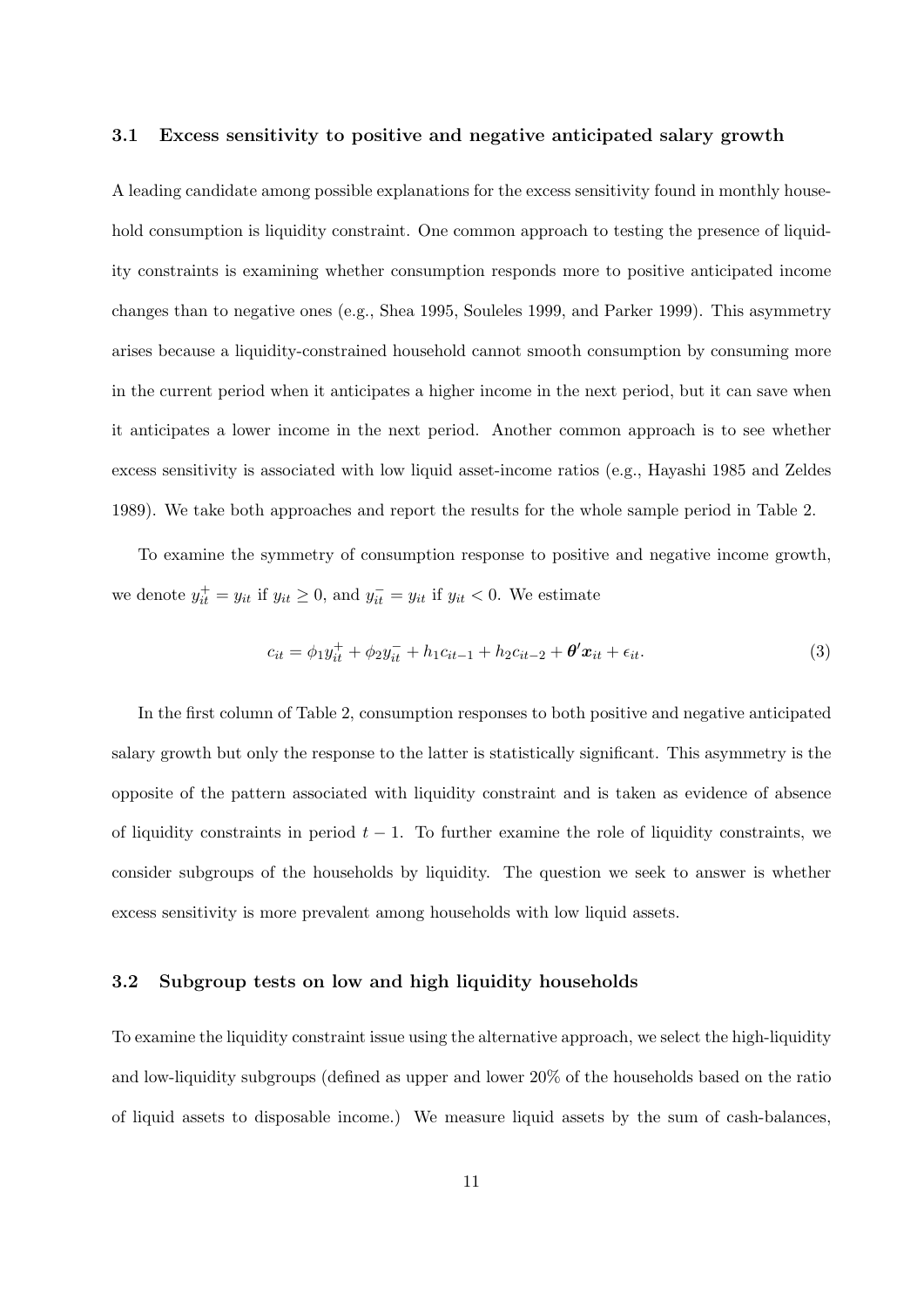### 3.1 Excess sensitivity to positive and negative anticipated salary growth

A leading candidate among possible explanations for the excess sensitivity found in monthly household consumption is liquidity constraint. One common approach to testing the presence of liquidity constraints is examining whether consumption responds more to positive anticipated income changes than to negative ones (e.g., Shea 1995, Souleles 1999, and Parker 1999). This asymmetry arises because a liquidity-constrained household cannot smooth consumption by consuming more in the current period when it anticipates a higher income in the next period, but it can save when it anticipates a lower income in the next period. Another common approach is to see whether excess sensitivity is associated with low liquid asset-income ratios (e.g., Hayashi 1985 and Zeldes 1989). We take both approaches and report the results for the whole sample period in Table 2.

To examine the symmetry of consumption response to positive and negative income growth, we denote $y_{it}^{+} = y_{it}$ if $y_{it} \geq 0$, and $y_{it}^{-} = y_{it}$ if $y_{it} < 0$. We estimate

$$c_{it} = \phi_1 y_{it}^{+} + \phi_2 y_{it}^{-} + h_1 c_{it-1} + h_2 c_{it-2} + \boldsymbol{\theta}' \boldsymbol{x}_{it} + \epsilon_{it}. \tag{3}$$

In the first column of Table 2, consumption responses to both positive and negative anticipated salary growth but only the response to the latter is statistically significant. This asymmetry is the opposite of the pattern associated with liquidity constraint and is taken as evidence of absence of liquidity constraints in period $t-1$. To further examine the role of liquidity constraints, we consider subgroups of the households by liquidity. The question we seek to answer is whether excess sensitivity is more prevalent among households with low liquid assets.

### 3.2 Subgroup tests on low and high liquidity households

To examine the liquidity constraint issue using the alternative approach, we select the high-liquidity and low-liquidity subgroups (defined as upper and lower 20% of the households based on the ratio of liquid assets to disposable income.) We measure liquid assets by the sum of cash-balances,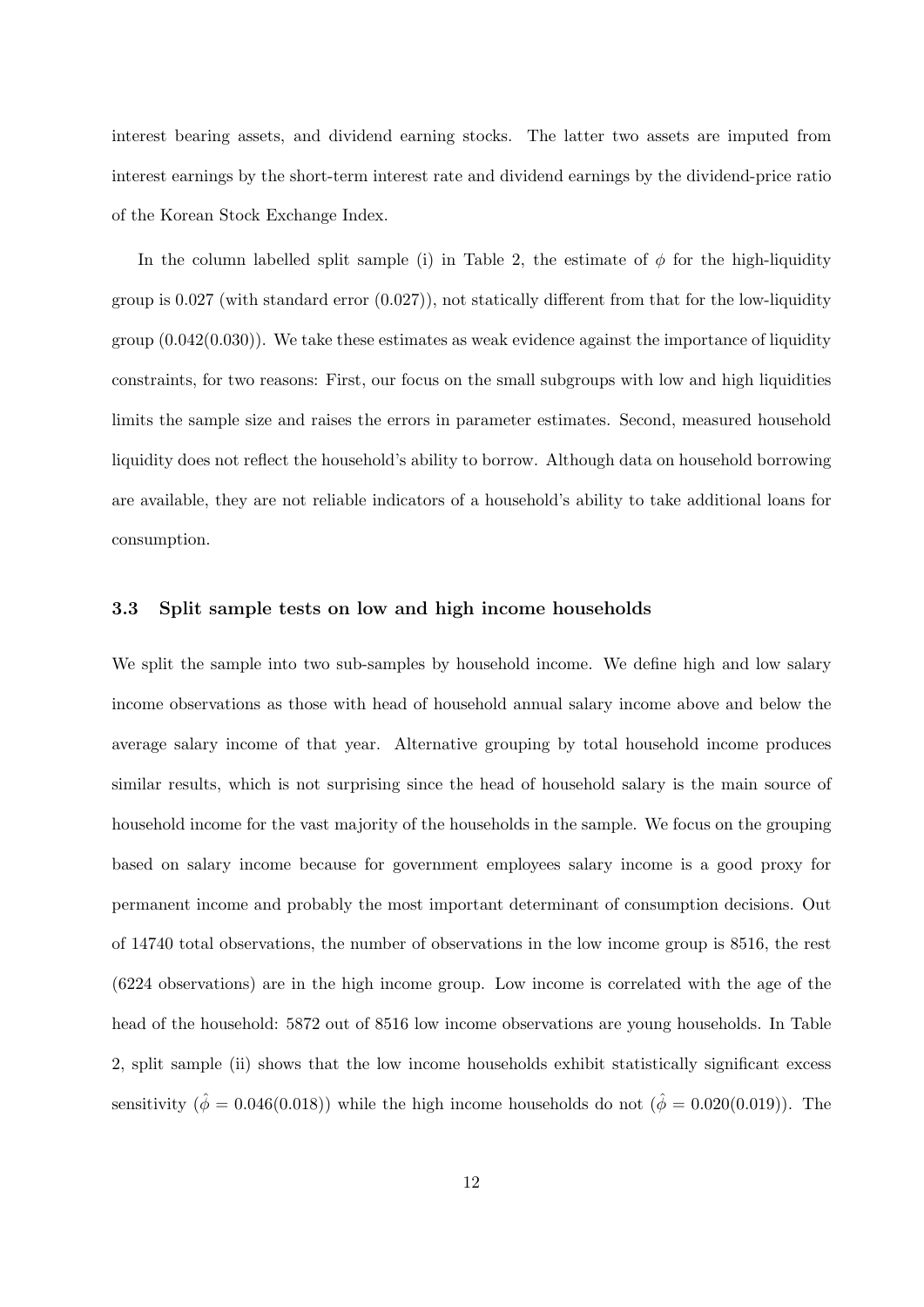interest bearing assets, and dividend earning stocks. The latter two assets are imputed from interest earnings by the short-term interest rate and dividend earnings by the dividend-price ratio of the Korean Stock Exchange Index.

In the column labelled split sample (i) in Table 2, the estimate of $\phi$ for the high-liquidity group is 0.027 (with standard error (0.027)), not statically different from that for the low-liquidity group (0.042(0.030)). We take these estimates as weak evidence against the importance of liquidity constraints, for two reasons: First, our focus on the small subgroups with low and high liquidities limits the sample size and raises the errors in parameter estimates. Second, measured household liquidity does not reflect the household's ability to borrow. Although data on household borrowing are available, they are not reliable indicators of a household's ability to take additional loans for consumption.

### 3.3 Split sample tests on low and high income households

We split the sample into two sub-samples by household income. We define high and low salary income observations as those with head of household annual salary income above and below the average salary income of that year. Alternative grouping by total household income produces similar results, which is not surprising since the head of household salary is the main source of household income for the vast majority of the households in the sample. We focus on the grouping based on salary income because for government employees salary income is a good proxy for permanent income and probably the most important determinant of consumption decisions. Out of 14740 total observations, the number of observations in the low income group is 8516, the rest (6224 observations) are in the high income group. Low income is correlated with the age of the head of the household: 5872 out of 8516 low income observations are young households. In Table 2, split sample (ii) shows that the low income households exhibit statistically significant excess sensitivity ($\hat{\phi} = 0.046(0.018)$) while the high income households do not ($\hat{\phi} = 0.020(0.019)$). The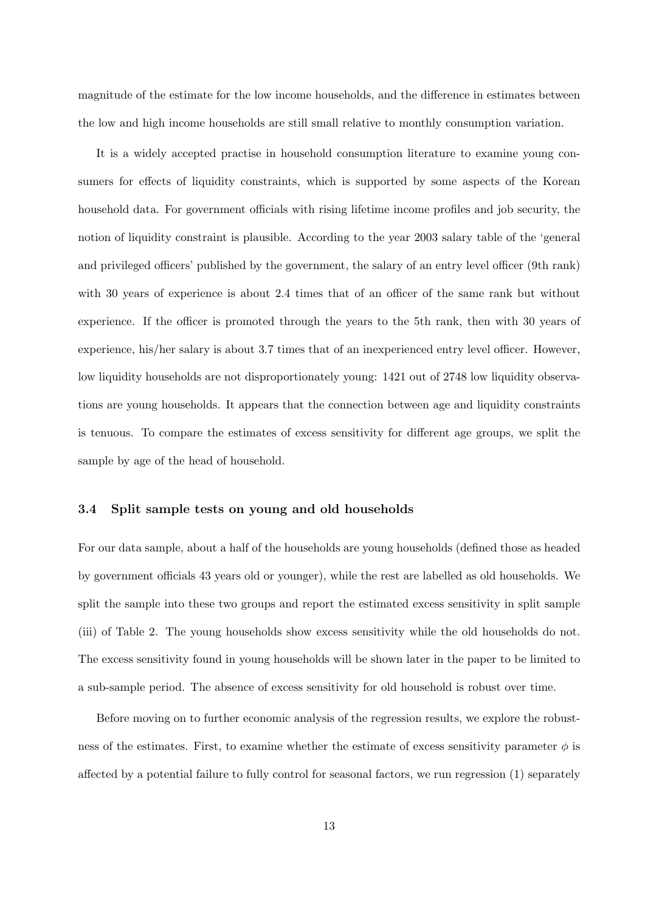magnitude of the estimate for the low income households, and the difference in estimates between the low and high income households are still small relative to monthly consumption variation.

It is a widely accepted practise in household consumption literature to examine young consumers for effects of liquidity constraints, which is supported by some aspects of the Korean household data. For government officials with rising lifetime income profiles and job security, the notion of liquidity constraint is plausible. According to the year 2003 salary table of the 'general and privileged officers' published by the government, the salary of an entry level officer (9th rank) with 30 years of experience is about 2.4 times that of an officer of the same rank but without experience. If the officer is promoted through the years to the 5th rank, then with 30 years of experience, his/her salary is about 3.7 times that of an inexperienced entry level officer. However, low liquidity households are not disproportionately young: 1421 out of 2748 low liquidity observations are young households. It appears that the connection between age and liquidity constraints is tenuous. To compare the estimates of excess sensitivity for different age groups, we split the sample by age of the head of household.

### 3.4 Split sample tests on young and old households

For our data sample, about a half of the households are young households (defined those as headed by government officials 43 years old or younger), while the rest are labelled as old households. We split the sample into these two groups and report the estimated excess sensitivity in split sample (iii) of Table 2. The young households show excess sensitivity while the old households do not. The excess sensitivity found in young households will be shown later in the paper to be limited to a sub-sample period. The absence of excess sensitivity for old household is robust over time.

Before moving on to further economic analysis of the regression results, we explore the robustness of the estimates. First, to examine whether the estimate of excess sensitivity parameter $\phi$ is affected by a potential failure to fully control for seasonal factors, we run regression (1) separately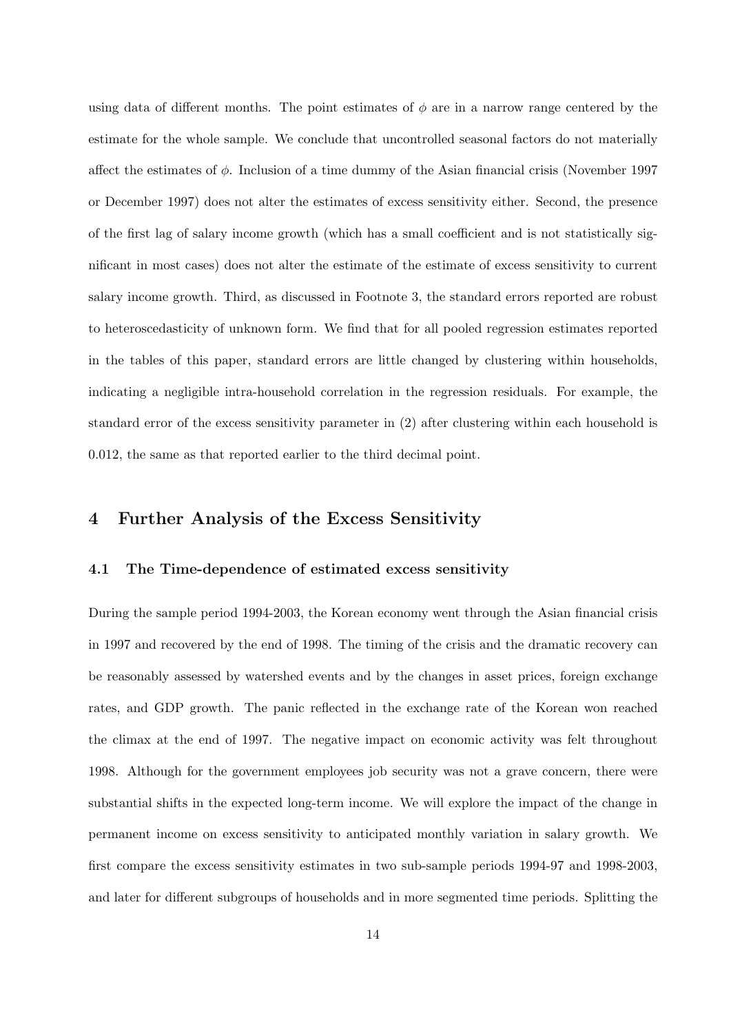using data of different months. The point estimates of $\phi$ are in a narrow range centered by the estimate for the whole sample. We conclude that uncontrolled seasonal factors do not materially affect the estimates of $\phi$. Inclusion of a time dummy of the Asian financial crisis (November 1997 or December 1997) does not alter the estimates of excess sensitivity either. Second, the presence of the first lag of salary income growth (which has a small coefficient and is not statistically significant in most cases) does not alter the estimate of the estimate of excess sensitivity to current salary income growth. Third, as discussed in Footnote 3, the standard errors reported are robust to heteroscedasticity of unknown form. We find that for all pooled regression estimates reported in the tables of this paper, standard errors are little changed by clustering within households, indicating a negligible intra-household correlation in the regression residuals. For example, the standard error of the excess sensitivity parameter in (2) after clustering within each household is 0.012, the same as that reported earlier to the third decimal point.

# 4 Further Analysis of the Excess Sensitivity

## 4.1 The Time-dependence of estimated excess sensitivity

During the sample period 1994-2003, the Korean economy went through the Asian financial crisis in 1997 and recovered by the end of 1998. The timing of the crisis and the dramatic recovery can be reasonably assessed by watershed events and by the changes in asset prices, foreign exchange rates, and GDP growth. The panic reflected in the exchange rate of the Korean won reached the climax at the end of 1997. The negative impact on economic activity was felt throughout 1998. Although for the government employees job security was not a grave concern, there were substantial shifts in the expected long-term income. We will explore the impact of the change in permanent income on excess sensitivity to anticipated monthly variation in salary growth. We first compare the excess sensitivity estimates in two sub-sample periods 1994-97 and 1998-2003, and later for different subgroups of households and in more segmented time periods. Splitting the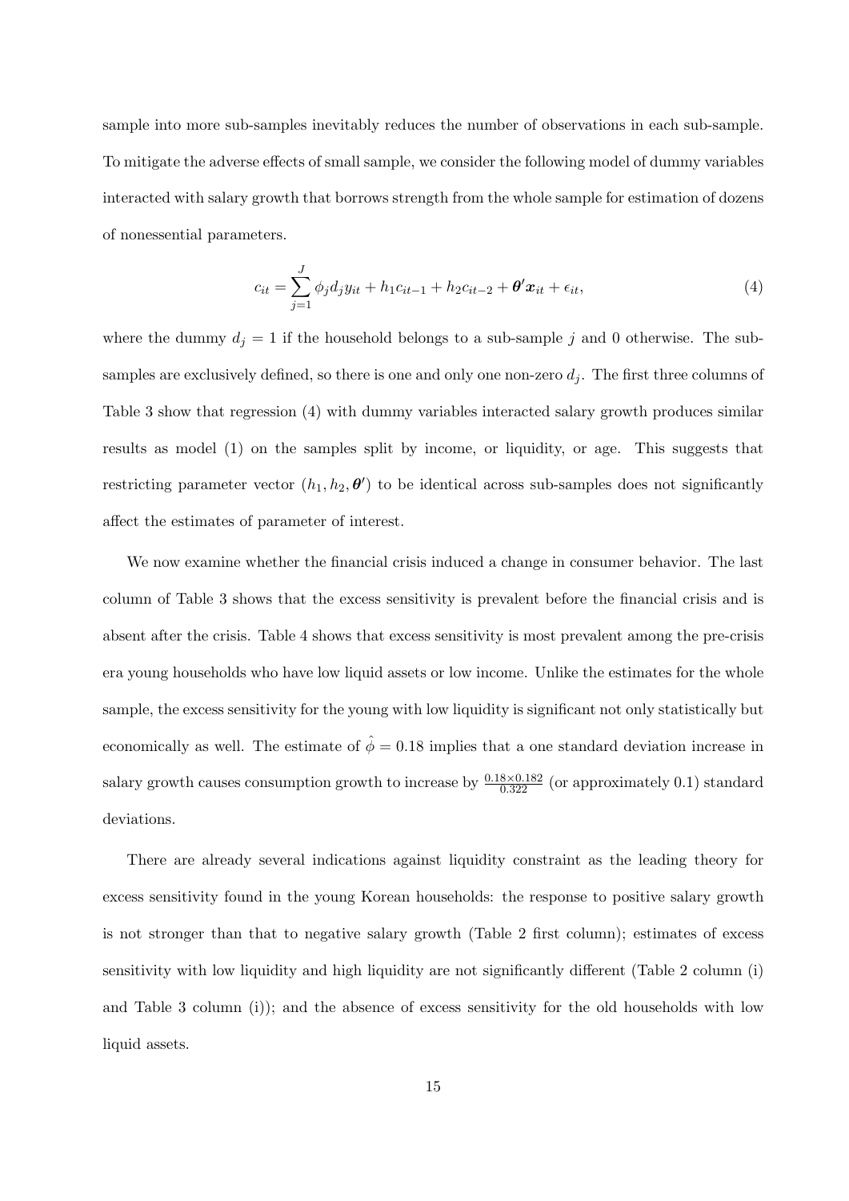sample into more sub-samples inevitably reduces the number of observations in each sub-sample. To mitigate the adverse effects of small sample, we consider the following model of dummy variables interacted with salary growth that borrows strength from the whole sample for estimation of dozens of nonessential parameters.

$$c_{it} = \sum_{j=1}^{J} \phi_j d_j y_{it} + h_1 c_{it-1} + h_2 c_{it-2} + \boldsymbol{\theta}' \boldsymbol{x}_{it} + \epsilon_{it}, \tag{4}$$

where the dummy $d_j = 1$ if the household belongs to a sub-sample $j$ and 0 otherwise. The sub-samples are exclusively defined, so there is one and only one non-zero $d_j$. The first three columns of Table 3 show that regression (4) with dummy variables interacted salary growth produces similar results as model (1) on the samples split by income, or liquidity, or age. This suggests that restricting parameter vector $(h_1, h_2, \boldsymbol{\theta}')$ to be identical across sub-samples does not significantly affect the estimates of parameter of interest.

We now examine whether the financial crisis induced a change in consumer behavior. The last column of Table 3 shows that the excess sensitivity is prevalent before the financial crisis and is absent after the crisis. Table 4 shows that excess sensitivity is most prevalent among the pre-crisis era young households who have low liquid assets or low income. Unlike the estimates for the whole sample, the excess sensitivity for the young with low liquidity is significant not only statistically but economically as well. The estimate of $\hat{\phi} = 0.18$ implies that a one standard deviation increase in salary growth causes consumption growth to increase by $\frac{0.18 \times 0.182}{0.322}$ (or approximately 0.1) standard deviations.

There are already several indications against liquidity constraint as the leading theory for excess sensitivity found in the young Korean households: the response to positive salary growth is not stronger than that to negative salary growth (Table 2 first column); estimates of excess sensitivity with low liquidity and high liquidity are not significantly different (Table 2 column (i) and Table 3 column (i)); and the absence of excess sensitivity for the old households with low liquid assets.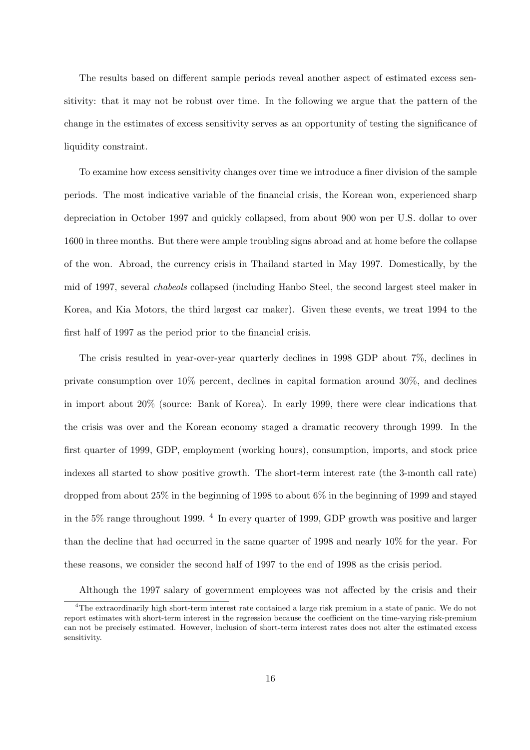The results based on different sample periods reveal another aspect of estimated excess sensitivity: that it may not be robust over time. In the following we argue that the pattern of the change in the estimates of excess sensitivity serves as an opportunity of testing the significance of liquidity constraint.

To examine how excess sensitivity changes over time we introduce a finer division of the sample periods. The most indicative variable of the financial crisis, the Korean won, experienced sharp depreciation in October 1997 and quickly collapsed, from about 900 won per U.S. dollar to over 1600 in three months. But there were ample troubling signs abroad and at home before the collapse of the won. Abroad, the currency crisis in Thailand started in May 1997. Domestically, by the mid of 1997, several *chabeols* collapsed (including Hanbo Steel, the second largest steel maker in Korea, and Kia Motors, the third largest car maker). Given these events, we treat 1994 to the first half of 1997 as the period prior to the financial crisis.

The crisis resulted in year-over-year quarterly declines in 1998 GDP about 7%, declines in private consumption over 10% percent, declines in capital formation around 30%, and declines in import about 20% (source: Bank of Korea). In early 1999, there were clear indications that the crisis was over and the Korean economy staged a dramatic recovery through 1999. In the first quarter of 1999, GDP, employment (working hours), consumption, imports, and stock price indexes all started to show positive growth. The short-term interest rate (the 3-month call rate) dropped from about 25% in the beginning of 1998 to about 6% in the beginning of 1999 and stayed in the 5% range throughout 1999. [4] In every quarter of 1999, GDP growth was positive and larger than the decline that had occurred in the same quarter of 1998 and nearly 10% for the year. For these reasons, we consider the second half of 1997 to the end of 1998 as the crisis period.

Although the 1997 salary of government employees was not affected by the crisis and their

[4] The extraordinarily high short-term interest rate contained a large risk premium in a state of panic. We do not report estimates with short-term interest in the regression because the coefficient on the time-varying risk-premium can not be precisely estimated. However, inclusion of short-term interest rates does not alter the estimated excess sensitivity.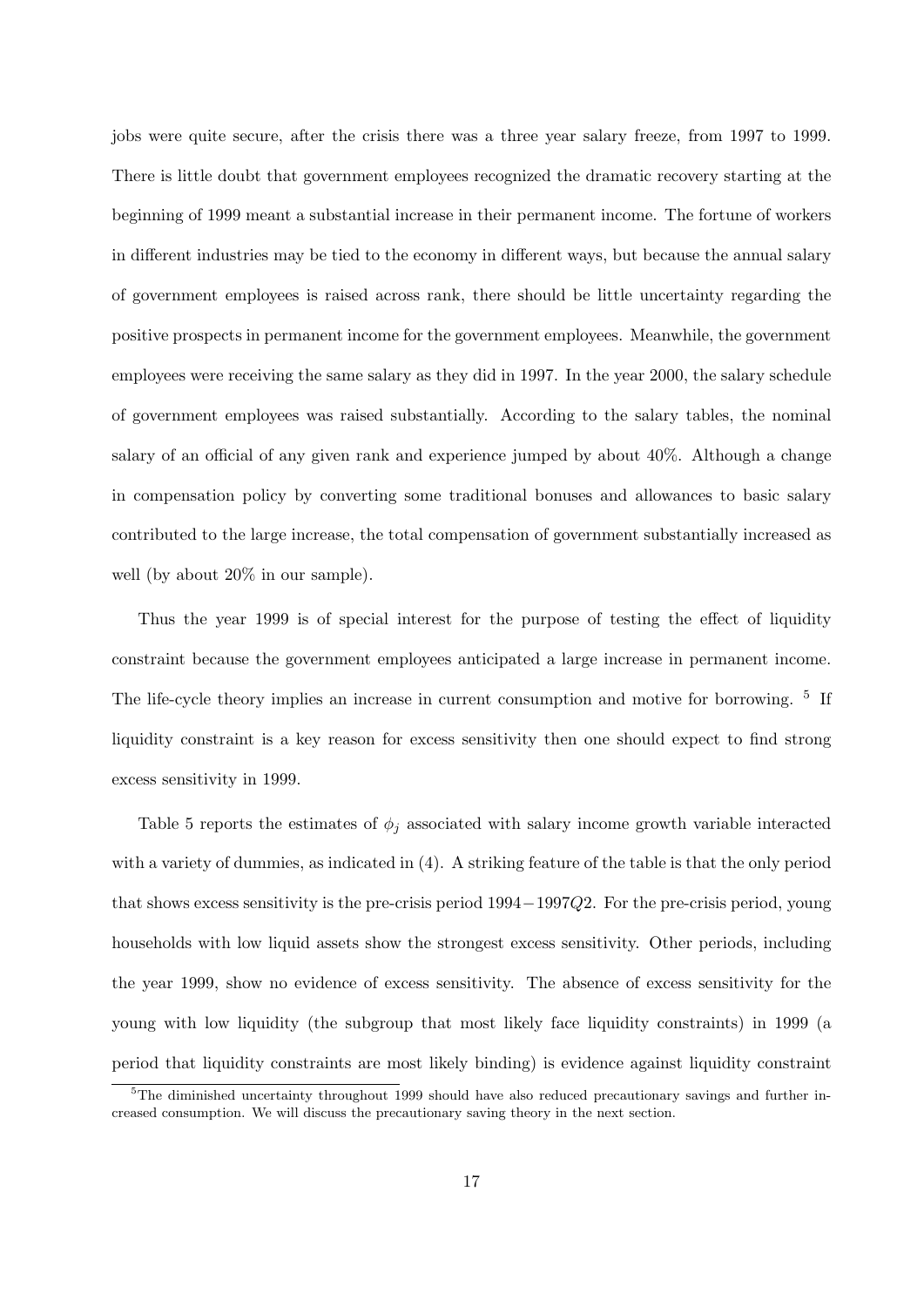jobs were quite secure, after the crisis there was a three year salary freeze, from 1997 to 1999. There is little doubt that government employees recognized the dramatic recovery starting at the beginning of 1999 meant a substantial increase in their permanent income. The fortune of workers in different industries may be tied to the economy in different ways, but because the annual salary of government employees is raised across rank, there should be little uncertainty regarding the positive prospects in permanent income for the government employees. Meanwhile, the government employees were receiving the same salary as they did in 1997. In the year 2000, the salary schedule of government employees was raised substantially. According to the salary tables, the nominal salary of an official of any given rank and experience jumped by about 40%. Although a change in compensation policy by converting some traditional bonuses and allowances to basic salary contributed to the large increase, the total compensation of government substantially increased as well (by about 20% in our sample).

Thus the year 1999 is of special interest for the purpose of testing the effect of liquidity constraint because the government employees anticipated a large increase in permanent income. The life-cycle theory implies an increase in current consumption and motive for borrowing. [5] If liquidity constraint is a key reason for excess sensitivity then one should expect to find strong excess sensitivity in 1999.

Table 5 reports the estimates of $\phi_j$ associated with salary income growth variable interacted with a variety of dummies, as indicated in (4). A striking feature of the table is that the only period that shows excess sensitivity is the pre-crisis period $1994-1997Q2$. For the pre-crisis period, young households with low liquid assets show the strongest excess sensitivity. Other periods, including the year 1999, show no evidence of excess sensitivity. The absence of excess sensitivity for the young with low liquidity (the subgroup that most likely face liquidity constraints) in 1999 (a period that liquidity constraints are most likely binding) is evidence against liquidity constraint

[5] The diminished uncertainty throughout 1999 should have also reduced precautionary savings and further increased consumption. We will discuss the precautionary saving theory in the next section.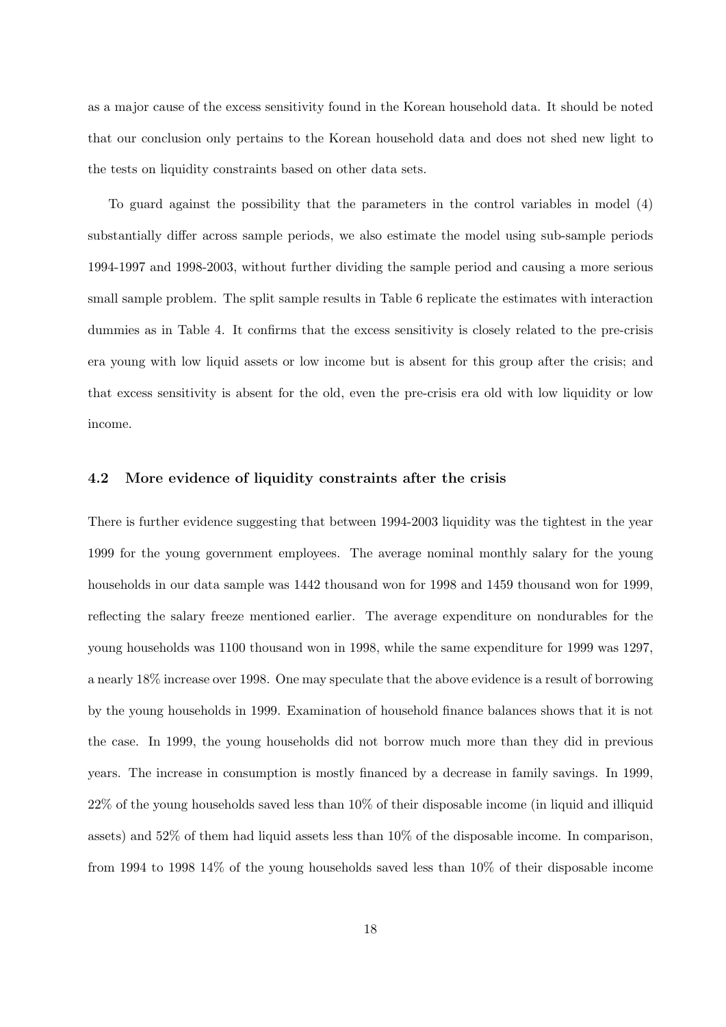as a major cause of the excess sensitivity found in the Korean household data. It should be noted that our conclusion only pertains to the Korean household data and does not shed new light to the tests on liquidity constraints based on other data sets.

To guard against the possibility that the parameters in the control variables in model (4) substantially differ across sample periods, we also estimate the model using sub-sample periods 1994-1997 and 1998-2003, without further dividing the sample period and causing a more serious small sample problem. The split sample results in Table 6 replicate the estimates with interaction dummies as in Table 4. It confirms that the excess sensitivity is closely related to the pre-crisis era young with low liquid assets or low income but is absent for this group after the crisis; and that excess sensitivity is absent for the old, even the pre-crisis era old with low liquidity or low income.

### 4.2 More evidence of liquidity constraints after the crisis

There is further evidence suggesting that between 1994-2003 liquidity was the tightest in the year 1999 for the young government employees. The average nominal monthly salary for the young households in our data sample was 1442 thousand won for 1998 and 1459 thousand won for 1999, reflecting the salary freeze mentioned earlier. The average expenditure on nondurables for the young households was 1100 thousand won in 1998, while the same expenditure for 1999 was 1297, a nearly 18% increase over 1998. One may speculate that the above evidence is a result of borrowing by the young households in 1999. Examination of household finance balances shows that it is not the case. In 1999, the young households did not borrow much more than they did in previous years. The increase in consumption is mostly financed by a decrease in family savings. In 1999, 22% of the young households saved less than 10% of their disposable income (in liquid and illiquid assets) and 52% of them had liquid assets less than 10% of the disposable income. In comparison, from 1994 to 1998 14% of the young households saved less than 10% of their disposable income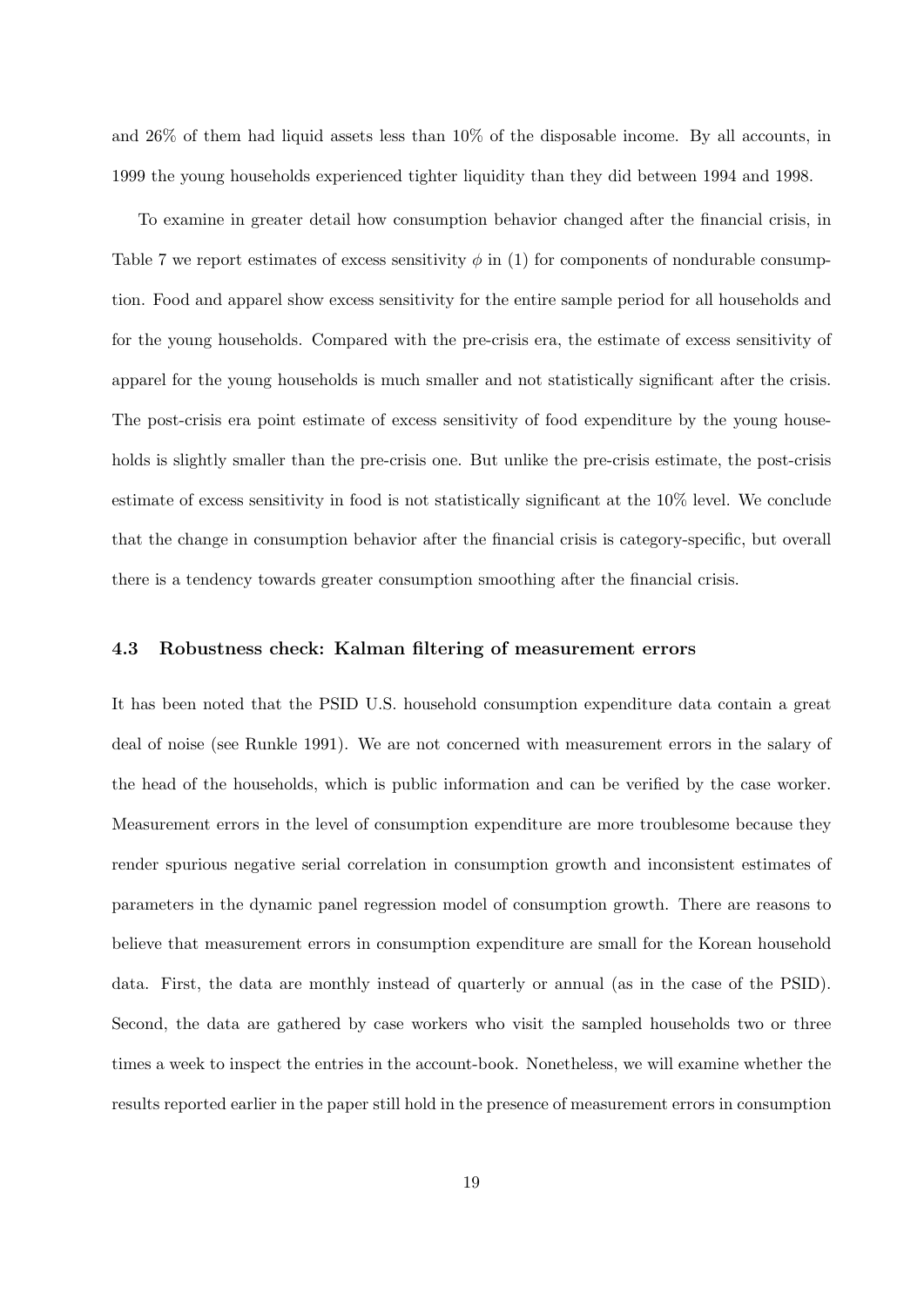and 26% of them had liquid assets less than 10% of the disposable income. By all accounts, in 1999 the young households experienced tighter liquidity than they did between 1994 and 1998.

To examine in greater detail how consumption behavior changed after the financial crisis, in Table 7 we report estimates of excess sensitivity $\phi$ in (1) for components of nondurable consumption. Food and apparel show excess sensitivity for the entire sample period for all households and for the young households. Compared with the pre-crisis era, the estimate of excess sensitivity of apparel for the young households is much smaller and not statistically significant after the crisis. The post-crisis era point estimate of excess sensitivity of food expenditure by the young households is slightly smaller than the pre-crisis one. But unlike the pre-crisis estimate, the post-crisis estimate of excess sensitivity in food is not statistically significant at the 10% level. We conclude that the change in consumption behavior after the financial crisis is category-specific, but overall there is a tendency towards greater consumption smoothing after the financial crisis.

### 4.3 Robustness check: Kalman filtering of measurement errors

It has been noted that the PSID U.S. household consumption expenditure data contain a great deal of noise (see Runkle 1991). We are not concerned with measurement errors in the salary of the head of the households, which is public information and can be verified by the case worker. Measurement errors in the level of consumption expenditure are more troublesome because they render spurious negative serial correlation in consumption growth and inconsistent estimates of parameters in the dynamic panel regression model of consumption growth. There are reasons to believe that measurement errors in consumption expenditure are small for the Korean household data. First, the data are monthly instead of quarterly or annual (as in the case of the PSID). Second, the data are gathered by case workers who visit the sampled households two or three times a week to inspect the entries in the account-book. Nonetheless, we will examine whether the results reported earlier in the paper still hold in the presence of measurement errors in consumption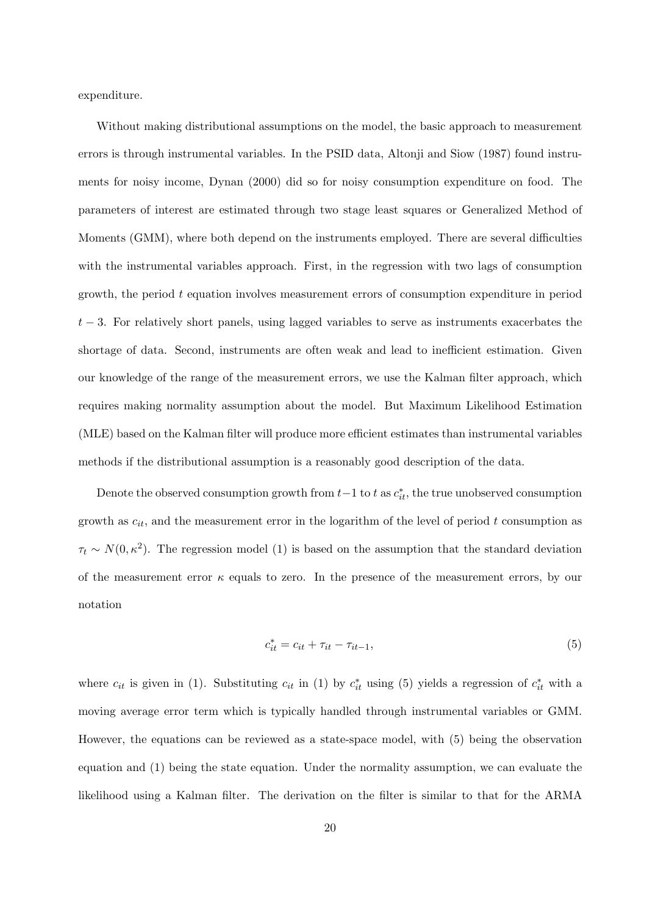expenditure.

Without making distributional assumptions on the model, the basic approach to measurement errors is through instrumental variables. In the PSID data, Altonji and Siow (1987) found instruments for noisy income, Dynan (2000) did so for noisy consumption expenditure on food. The parameters of interest are estimated through two stage least squares or Generalized Method of Moments (GMM), where both depend on the instruments employed. There are several difficulties with the instrumental variables approach. First, in the regression with two lags of consumption growth, the period $t$ equation involves measurement errors of consumption expenditure in period $t-3$. For relatively short panels, using lagged variables to serve as instruments exacerbates the shortage of data. Second, instruments are often weak and lead to inefficient estimation. Given our knowledge of the range of the measurement errors, we use the Kalman filter approach, which requires making normality assumption about the model. But Maximum Likelihood Estimation (MLE) based on the Kalman filter will produce more efficient estimates than instrumental variables methods if the distributional assumption is a reasonably good description of the data.

Denote the observed consumption growth from $t-1$ to $t$ as $c^*_{it}$, the true unobserved consumption growth as $c_{it}$, and the measurement error in the logarithm of the level of period $t$ consumption as $\tau_t \sim N(0, \kappa^2)$. The regression model (1) is based on the assumption that the standard deviation of the measurement error $\kappa$ equals to zero. In the presence of the measurement errors, by our notation

$$c^*_{it} = c_{it} + \tau_{it} - \tau_{it-1}, \tag{5}$$

where $c_{it}$ is given in (1). Substituting $c_{it}$ in (1) by $c^*_{it}$ using (5) yields a regression of $c^*_{it}$ with a moving average error term which is typically handled through instrumental variables or GMM. However, the equations can be reviewed as a state-space model, with (5) being the observation equation and (1) being the state equation. Under the normality assumption, we can evaluate the likelihood using a Kalman filter. The derivation on the filter is similar to that for the ARMA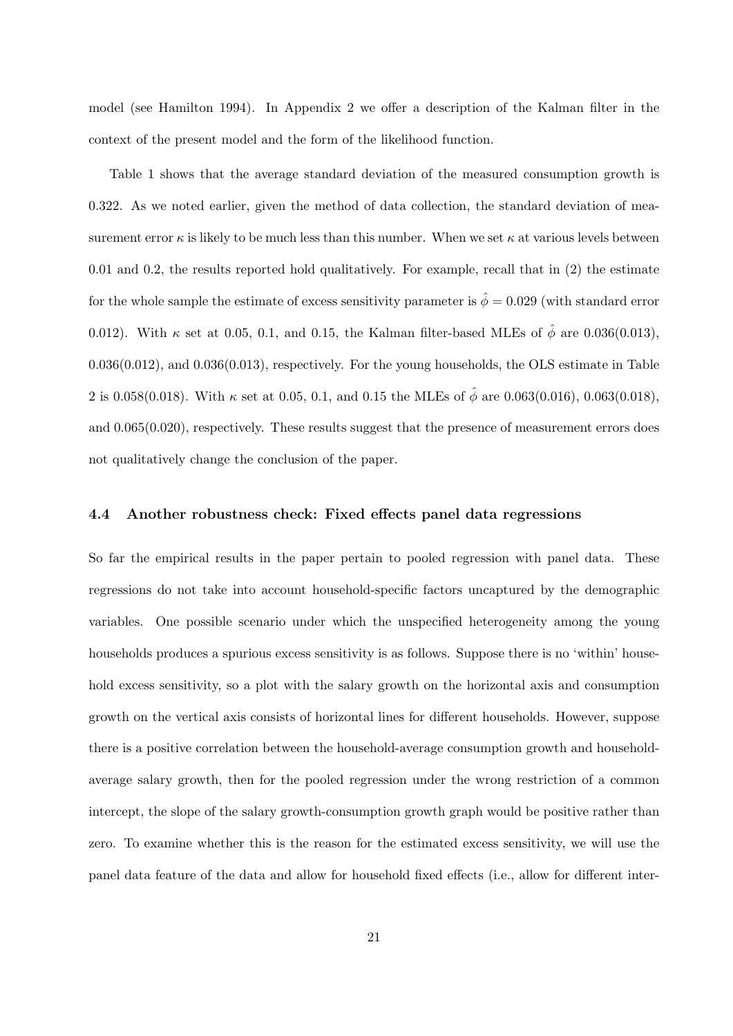model (see Hamilton 1994). In Appendix 2 we offer a description of the Kalman filter in the context of the present model and the form of the likelihood function.

Table 1 shows that the average standard deviation of the measured consumption growth is 0.322. As we noted earlier, given the method of data collection, the standard deviation of measurement error $\kappa$ is likely to be much less than this number. When we set $\kappa$ at various levels between 0.01 and 0.2, the results reported hold qualitatively. For example, recall that in (2) the estimate for the whole sample the estimate of excess sensitivity parameter is $\hat{\phi} = 0.029$ (with standard error 0.012). With $\kappa$ set at 0.05, 0.1, and 0.15, the Kalman filter-based MLEs of $\hat{\phi}$ are 0.036(0.013), 0.036(0.012), and 0.036(0.013), respectively. For the young households, the OLS estimate in Table 2 is 0.058(0.018). With $\kappa$ set at 0.05, 0.1, and 0.15 the MLEs of $\hat{\phi}$ are 0.063(0.016), 0.063(0.018), and 0.065(0.020), respectively. These results suggest that the presence of measurement errors does not qualitatively change the conclusion of the paper.

### 4.4 Another robustness check: Fixed effects panel data regressions

So far the empirical results in the paper pertain to pooled regression with panel data. These regressions do not take into account household-specific factors uncaptured by the demographic variables. One possible scenario under which the unspecified heterogeneity among the young households produces a spurious excess sensitivity is as follows. Suppose there is no 'within' household excess sensitivity, so a plot with the salary growth on the horizontal axis and consumption growth on the vertical axis consists of horizontal lines for different households. However, suppose there is a positive correlation between the household-average consumption growth and household-average salary growth, then for the pooled regression under the wrong restriction of a common intercept, the slope of the salary growth-consumption growth graph would be positive rather than zero. To examine whether this is the reason for the estimated excess sensitivity, we will use the panel data feature of the data and allow for household fixed effects (i.e., allow for different inter-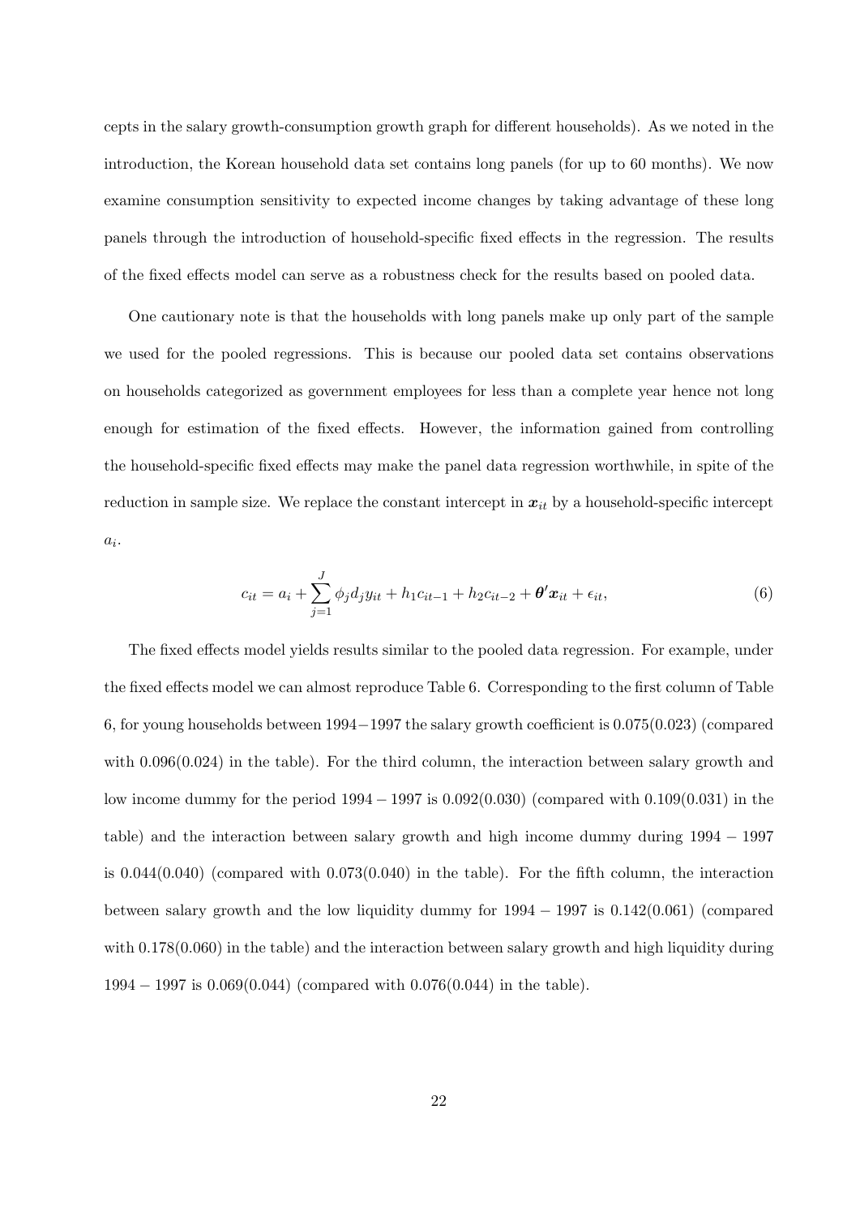cepts in the salary growth-consumption growth graph for different households). As we noted in the introduction, the Korean household data set contains long panels (for up to 60 months). We now examine consumption sensitivity to expected income changes by taking advantage of these long panels through the introduction of household-specific fixed effects in the regression. The results of the fixed effects model can serve as a robustness check for the results based on pooled data.

One cautionary note is that the households with long panels make up only part of the sample we used for the pooled regressions. This is because our pooled data set contains observations on households categorized as government employees for less than a complete year hence not long enough for estimation of the fixed effects. However, the information gained from controlling the household-specific fixed effects may make the panel data regression worthwhile, in spite of the reduction in sample size. We replace the constant intercept in $\boldsymbol{x}_{it}$ by a household-specific intercept $a_i$.

$$c_{it} = a_i + \sum_{j=1}^{J} \phi_j d_j y_{it} + h_1 c_{it-1} + h_2 c_{it-2} + \boldsymbol{\theta}' \boldsymbol{x}_{it} + \epsilon_{it}, \tag{6}$$

The fixed effects model yields results similar to the pooled data regression. For example, under the fixed effects model we can almost reproduce Table 6. Corresponding to the first column of Table 6, for young households between 1994−1997 the salary growth coefficient is 0.075(0.023) (compared with 0.096(0.024) in the table). For the third column, the interaction between salary growth and low income dummy for the period 1994 − 1997 is 0.092(0.030) (compared with 0.109(0.031) in the table) and the interaction between salary growth and high income dummy during 1994 − 1997 is 0.044(0.040) (compared with 0.073(0.040) in the table). For the fifth column, the interaction between salary growth and the low liquidity dummy for 1994 − 1997 is 0.142(0.061) (compared with 0.178(0.060) in the table) and the interaction between salary growth and high liquidity during 1994 − 1997 is 0.069(0.044) (compared with 0.076(0.044) in the table).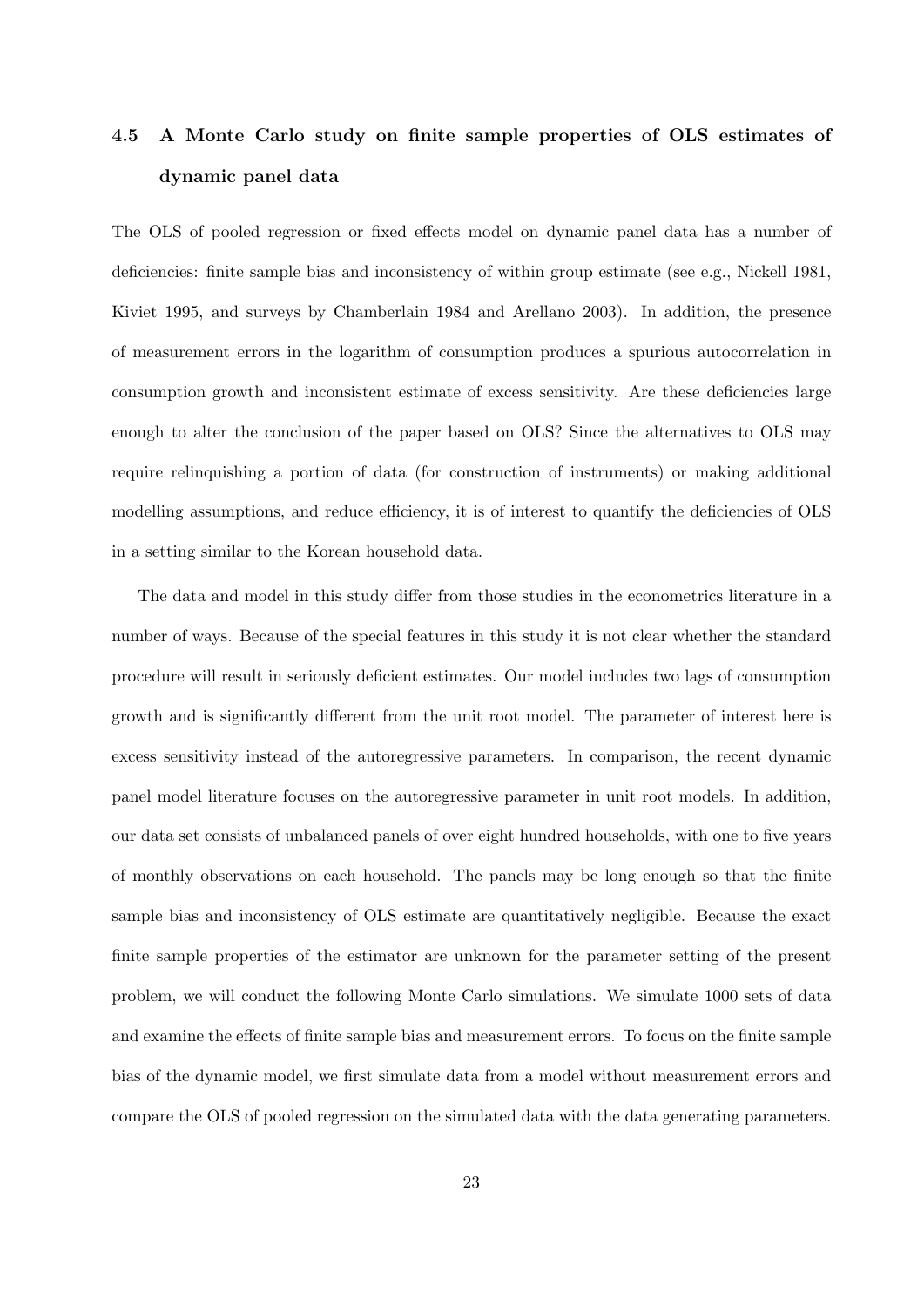### 4.5 A Monte Carlo study on finite sample properties of OLS estimates of dynamic panel data

The OLS of pooled regression or fixed effects model on dynamic panel data has a number of deficiencies: finite sample bias and inconsistency of within group estimate (see e.g., Nickell 1981, Kiviet 1995, and surveys by Chamberlain 1984 and Arellano 2003). In addition, the presence of measurement errors in the logarithm of consumption produces a spurious autocorrelation in consumption growth and inconsistent estimate of excess sensitivity. Are these deficiencies large enough to alter the conclusion of the paper based on OLS? Since the alternatives to OLS may require relinquishing a portion of data (for construction of instruments) or making additional modelling assumptions, and reduce efficiency, it is of interest to quantify the deficiencies of OLS in a setting similar to the Korean household data.

The data and model in this study differ from those studies in the econometrics literature in a number of ways. Because of the special features in this study it is not clear whether the standard procedure will result in seriously deficient estimates. Our model includes two lags of consumption growth and is significantly different from the unit root model. The parameter of interest here is excess sensitivity instead of the autoregressive parameters. In comparison, the recent dynamic panel model literature focuses on the autoregressive parameter in unit root models. In addition, our data set consists of unbalanced panels of over eight hundred households, with one to five years of monthly observations on each household. The panels may be long enough so that the finite sample bias and inconsistency of OLS estimate are quantitatively negligible. Because the exact finite sample properties of the estimator are unknown for the parameter setting of the present problem, we will conduct the following Monte Carlo simulations. We simulate 1000 sets of data and examine the effects of finite sample bias and measurement errors. To focus on the finite sample bias of the dynamic model, we first simulate data from a model without measurement errors and compare the OLS of pooled regression on the simulated data with the data generating parameters.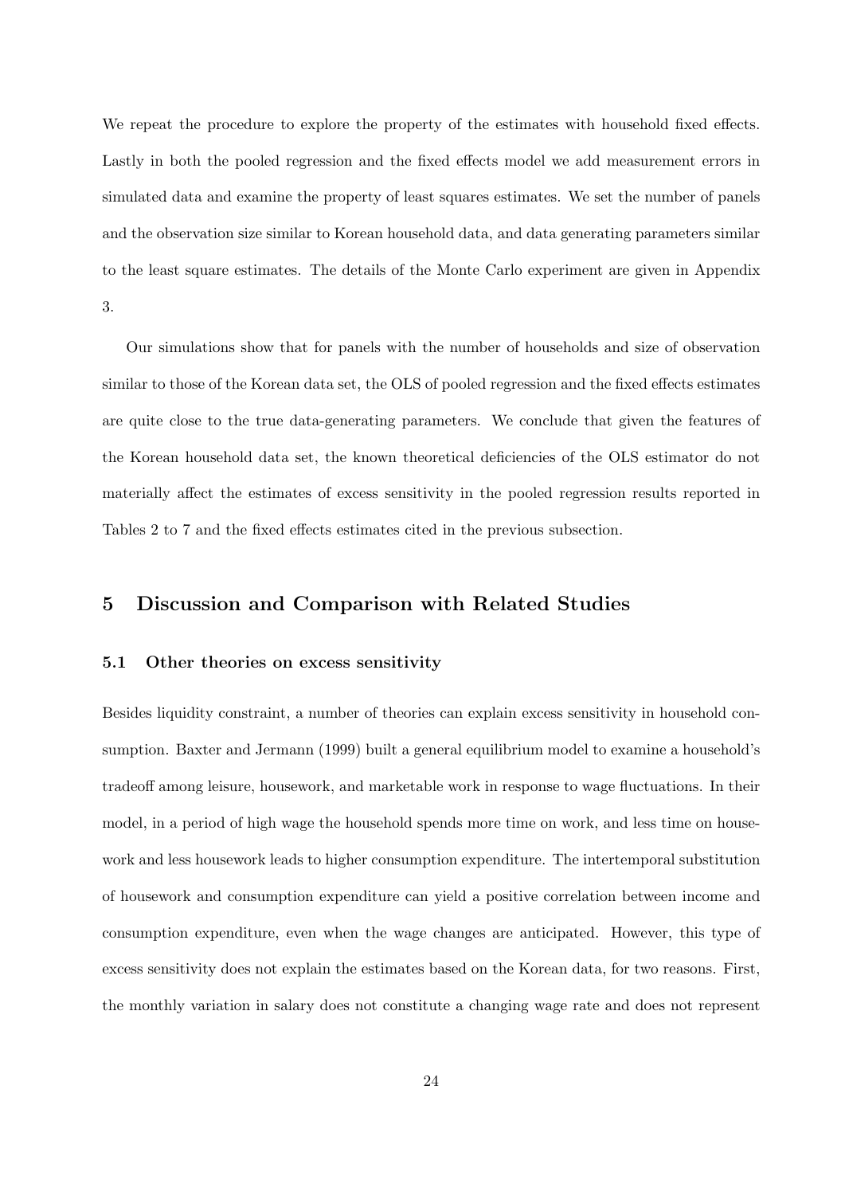We repeat the procedure to explore the property of the estimates with household fixed effects. Lastly in both the pooled regression and the fixed effects model we add measurement errors in simulated data and examine the property of least squares estimates. We set the number of panels and the observation size similar to Korean household data, and data generating parameters similar to the least square estimates. The details of the Monte Carlo experiment are given in Appendix 3.

Our simulations show that for panels with the number of households and size of observation similar to those of the Korean data set, the OLS of pooled regression and the fixed effects estimates are quite close to the true data-generating parameters. We conclude that given the features of the Korean household data set, the known theoretical deficiencies of the OLS estimator do not materially affect the estimates of excess sensitivity in the pooled regression results reported in Tables 2 to 7 and the fixed effects estimates cited in the previous subsection.

## 5 Discussion and Comparison with Related Studies

### 5.1 Other theories on excess sensitivity

Besides liquidity constraint, a number of theories can explain excess sensitivity in household consumption. Baxter and Jermann (1999) built a general equilibrium model to examine a household's tradeoff among leisure, housework, and marketable work in response to wage fluctuations. In their model, in a period of high wage the household spends more time on work, and less time on housework and less housework leads to higher consumption expenditure. The intertemporal substitution of housework and consumption expenditure can yield a positive correlation between income and consumption expenditure, even when the wage changes are anticipated. However, this type of excess sensitivity does not explain the estimates based on the Korean data, for two reasons. First, the monthly variation in salary does not constitute a changing wage rate and does not represent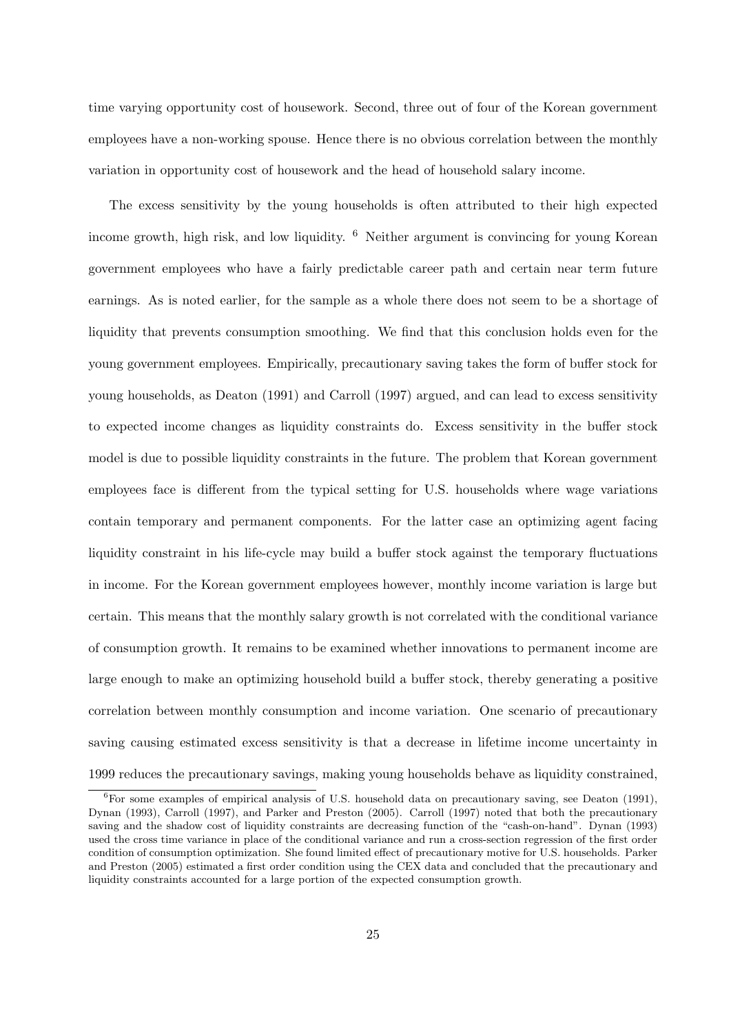time varying opportunity cost of housework. Second, three out of four of the Korean government employees have a non-working spouse. Hence there is no obvious correlation between the monthly variation in opportunity cost of housework and the head of household salary income.

The excess sensitivity by the young households is often attributed to their high expected income growth, high risk, and low liquidity. [6] Neither argument is convincing for young Korean government employees who have a fairly predictable career path and certain near term future earnings. As is noted earlier, for the sample as a whole there does not seem to be a shortage of liquidity that prevents consumption smoothing. We find that this conclusion holds even for the young government employees. Empirically, precautionary saving takes the form of buffer stock for young households, as Deaton (1991) and Carroll (1997) argued, and can lead to excess sensitivity to expected income changes as liquidity constraints do. Excess sensitivity in the buffer stock model is due to possible liquidity constraints in the future. The problem that Korean government employees face is different from the typical setting for U.S. households where wage variations contain temporary and permanent components. For the latter case an optimizing agent facing liquidity constraint in his life-cycle may build a buffer stock against the temporary fluctuations in income. For the Korean government employees however, monthly income variation is large but certain. This means that the monthly salary growth is not correlated with the conditional variance of consumption growth. It remains to be examined whether innovations to permanent income are large enough to make an optimizing household build a buffer stock, thereby generating a positive correlation between monthly consumption and income variation. One scenario of precautionary saving causing estimated excess sensitivity is that a decrease in lifetime income uncertainty in 1999 reduces the precautionary savings, making young households behave as liquidity constrained,

[6] For some examples of empirical analysis of U.S. household data on precautionary saving, see Deaton (1991), Dynan (1993), Carroll (1997), and Parker and Preston (2005). Carroll (1997) noted that both the precautionary saving and the shadow cost of liquidity constraints are decreasing function of the "cash-on-hand". Dynan (1993) used the cross time variance in place of the conditional variance and run a cross-section regression of the first order condition of consumption optimization. She found limited effect of precautionary motive for U.S. households. Parker and Preston (2005) estimated a first order condition using the CEX data and concluded that the precautionary and liquidity constraints accounted for a large portion of the expected consumption growth.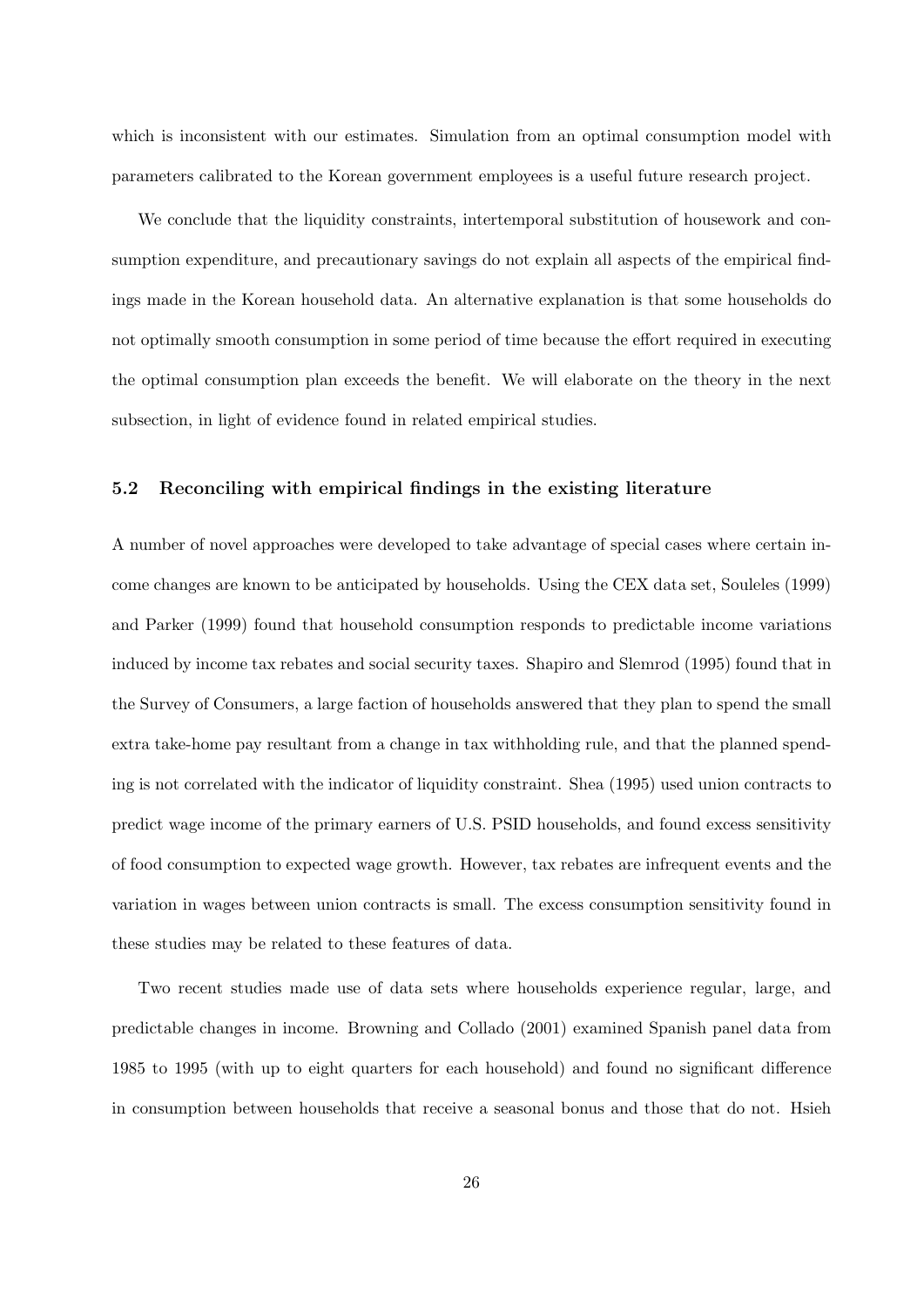which is inconsistent with our estimates. Simulation from an optimal consumption model with parameters calibrated to the Korean government employees is a useful future research project.

We conclude that the liquidity constraints, intertemporal substitution of housework and consumption expenditure, and precautionary savings do not explain all aspects of the empirical findings made in the Korean household data. An alternative explanation is that some households do not optimally smooth consumption in some period of time because the effort required in executing the optimal consumption plan exceeds the benefit. We will elaborate on the theory in the next subsection, in light of evidence found in related empirical studies.

### 5.2 Reconciling with empirical findings in the existing literature

A number of novel approaches were developed to take advantage of special cases where certain income changes are known to be anticipated by households. Using the CEX data set, Souleles (1999) and Parker (1999) found that household consumption responds to predictable income variations induced by income tax rebates and social security taxes. Shapiro and Slemrod (1995) found that in the Survey of Consumers, a large faction of households answered that they plan to spend the small extra take-home pay resultant from a change in tax withholding rule, and that the planned spending is not correlated with the indicator of liquidity constraint. Shea (1995) used union contracts to predict wage income of the primary earners of U.S. PSID households, and found excess sensitivity of food consumption to expected wage growth. However, tax rebates are infrequent events and the variation in wages between union contracts is small. The excess consumption sensitivity found in these studies may be related to these features of data.

Two recent studies made use of data sets where households experience regular, large, and predictable changes in income. Browning and Collado (2001) examined Spanish panel data from 1985 to 1995 (with up to eight quarters for each household) and found no significant difference in consumption between households that receive a seasonal bonus and those that do not. Hsieh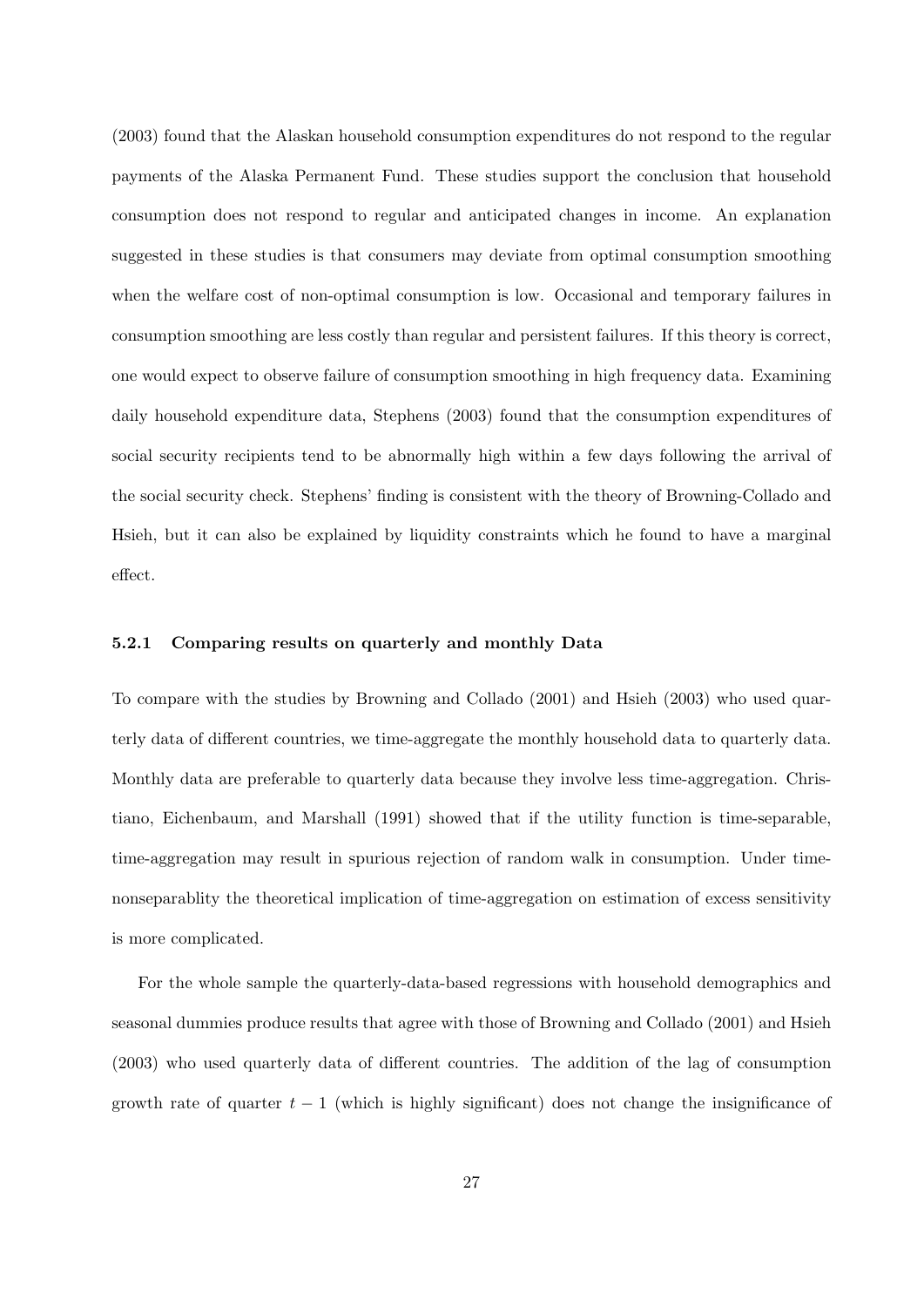(2003) found that the Alaskan household consumption expenditures do not respond to the regular payments of the Alaska Permanent Fund. These studies support the conclusion that household consumption does not respond to regular and anticipated changes in income. An explanation suggested in these studies is that consumers may deviate from optimal consumption smoothing when the welfare cost of non-optimal consumption is low. Occasional and temporary failures in consumption smoothing are less costly than regular and persistent failures. If this theory is correct, one would expect to observe failure of consumption smoothing in high frequency data. Examining daily household expenditure data, Stephens (2003) found that the consumption expenditures of social security recipients tend to be abnormally high within a few days following the arrival of the social security check. Stephens' finding is consistent with the theory of Browning-Collado and Hsieh, but it can also be explained by liquidity constraints which he found to have a marginal effect.

#### 5.2.1 Comparing results on quarterly and monthly Data

To compare with the studies by Browning and Collado (2001) and Hsieh (2003) who used quarterly data of different countries, we time-aggregate the monthly household data to quarterly data. Monthly data are preferable to quarterly data because they involve less time-aggregation. Christiano, Eichenbaum, and Marshall (1991) showed that if the utility function is time-separable, time-aggregation may result in spurious rejection of random walk in consumption. Under time-nonseparablity the theoretical implication of time-aggregation on estimation of excess sensitivity is more complicated.

For the whole sample the quarterly-data-based regressions with household demographics and seasonal dummies produce results that agree with those of Browning and Collado (2001) and Hsieh (2003) who used quarterly data of different countries. The addition of the lag of consumption growth rate of quarter $t - 1$ (which is highly significant) does not change the insignificance of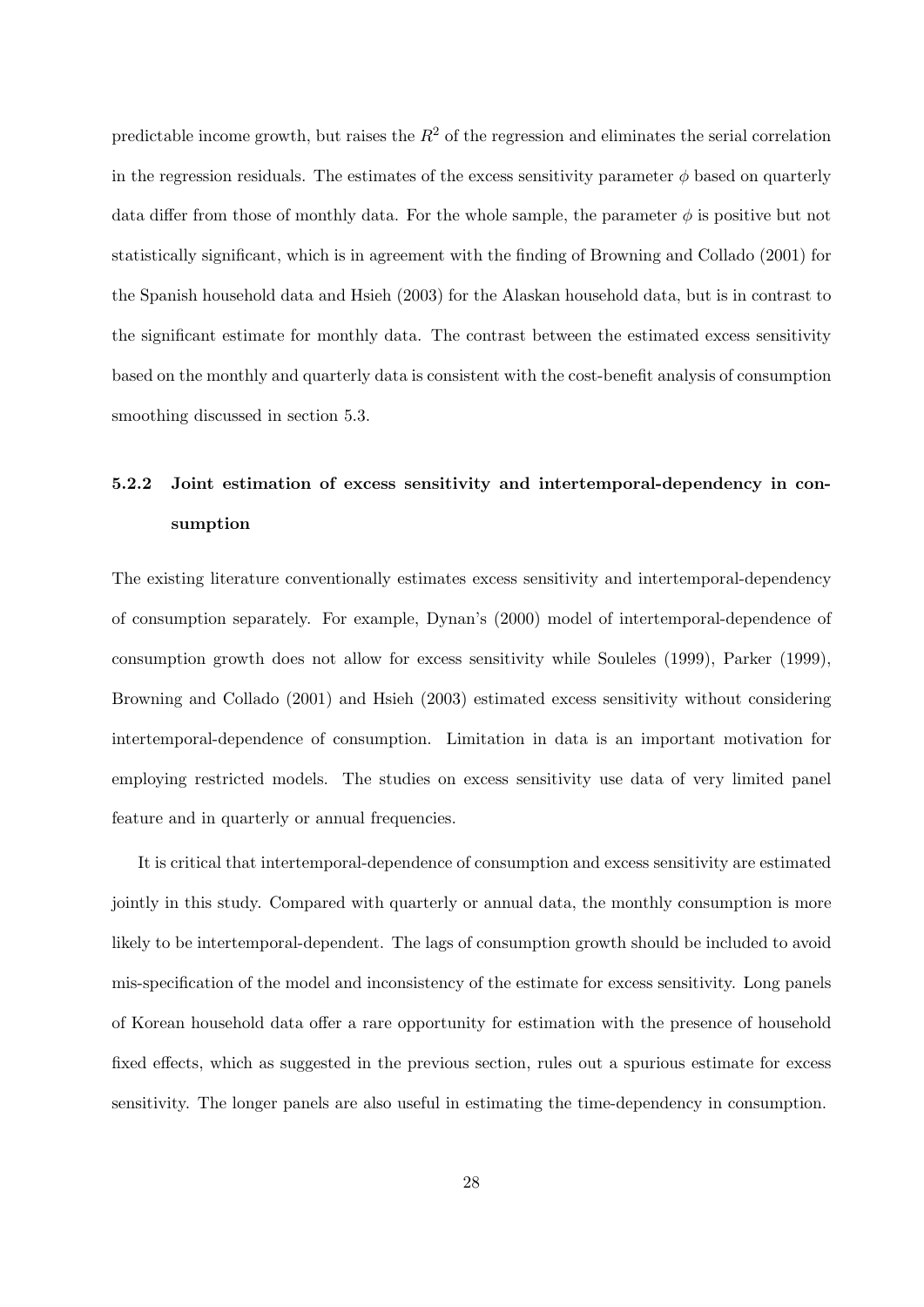predictable income growth, but raises the $R^2$ of the regression and eliminates the serial correlation in the regression residuals. The estimates of the excess sensitivity parameter $\phi$ based on quarterly data differ from those of monthly data. For the whole sample, the parameter $\phi$ is positive but not statistically significant, which is in agreement with the finding of Browning and Collado (2001) for the Spanish household data and Hsieh (2003) for the Alaskan household data, but is in contrast to the significant estimate for monthly data. The contrast between the estimated excess sensitivity based on the monthly and quarterly data is consistent with the cost-benefit analysis of consumption smoothing discussed in section 5.3.

### 5.2.2 Joint estimation of excess sensitivity and intertemporal-dependency in consumption

The existing literature conventionally estimates excess sensitivity and intertemporal-dependency of consumption separately. For example, Dynan's (2000) model of intertemporal-dependence of consumption growth does not allow for excess sensitivity while Souleles (1999), Parker (1999), Browning and Collado (2001) and Hsieh (2003) estimated excess sensitivity without considering intertemporal-dependence of consumption. Limitation in data is an important motivation for employing restricted models. The studies on excess sensitivity use data of very limited panel feature and in quarterly or annual frequencies.

It is critical that intertemporal-dependence of consumption and excess sensitivity are estimated jointly in this study. Compared with quarterly or annual data, the monthly consumption is more likely to be intertemporal-dependent. The lags of consumption growth should be included to avoid mis-specification of the model and inconsistency of the estimate for excess sensitivity. Long panels of Korean household data offer a rare opportunity for estimation with the presence of household fixed effects, which as suggested in the previous section, rules out a spurious estimate for excess sensitivity. The longer panels are also useful in estimating the time-dependency in consumption.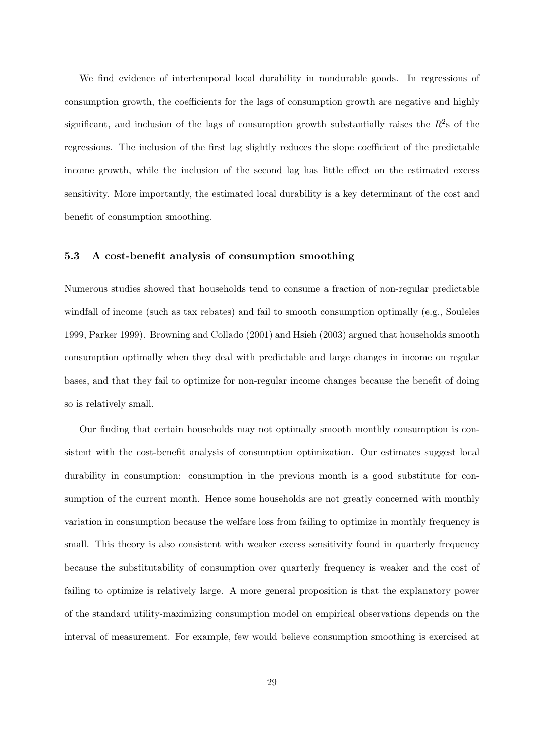We find evidence of intertemporal local durability in nondurable goods. In regressions of consumption growth, the coefficients for the lags of consumption growth are negative and highly significant, and inclusion of the lags of consumption growth substantially raises the $R^2$s of the regressions. The inclusion of the first lag slightly reduces the slope coefficient of the predictable income growth, while the inclusion of the second lag has little effect on the estimated excess sensitivity. More importantly, the estimated local durability is a key determinant of the cost and benefit of consumption smoothing.

### 5.3 A cost-benefit analysis of consumption smoothing

Numerous studies showed that households tend to consume a fraction of non-regular predictable windfall of income (such as tax rebates) and fail to smooth consumption optimally (e.g., Souleles 1999, Parker 1999). Browning and Collado (2001) and Hsieh (2003) argued that households smooth consumption optimally when they deal with predictable and large changes in income on regular bases, and that they fail to optimize for non-regular income changes because the benefit of doing so is relatively small.

Our finding that certain households may not optimally smooth monthly consumption is consistent with the cost-benefit analysis of consumption optimization. Our estimates suggest local durability in consumption: consumption in the previous month is a good substitute for consumption of the current month. Hence some households are not greatly concerned with monthly variation in consumption because the welfare loss from failing to optimize in monthly frequency is small. This theory is also consistent with weaker excess sensitivity found in quarterly frequency because the substitutability of consumption over quarterly frequency is weaker and the cost of failing to optimize is relatively large. A more general proposition is that the explanatory power of the standard utility-maximizing consumption model on empirical observations depends on the interval of measurement. For example, few would believe consumption smoothing is exercised at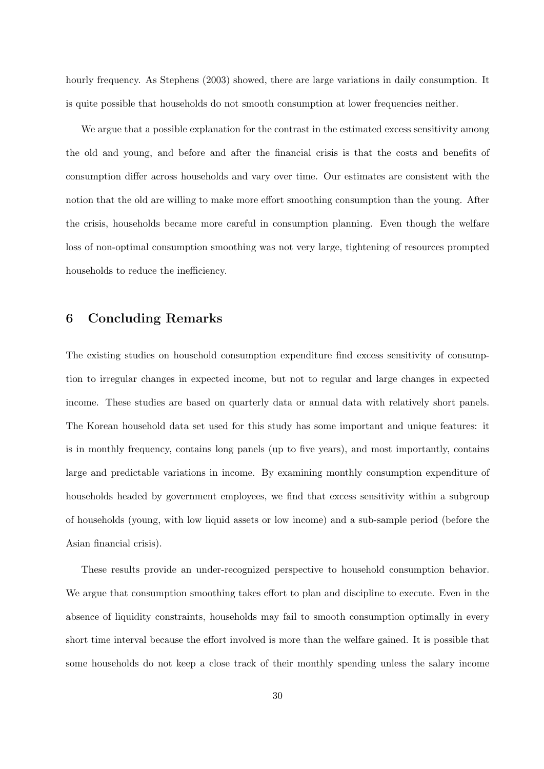hourly frequency. As Stephens (2003) showed, there are large variations in daily consumption. It is quite possible that households do not smooth consumption at lower frequencies neither.

We argue that a possible explanation for the contrast in the estimated excess sensitivity among the old and young, and before and after the financial crisis is that the costs and benefits of consumption differ across households and vary over time. Our estimates are consistent with the notion that the old are willing to make more effort smoothing consumption than the young. After the crisis, households became more careful in consumption planning. Even though the welfare loss of non-optimal consumption smoothing was not very large, tightening of resources prompted households to reduce the inefficiency.

## 6 Concluding Remarks

The existing studies on household consumption expenditure find excess sensitivity of consumption to irregular changes in expected income, but not to regular and large changes in expected income. These studies are based on quarterly data or annual data with relatively short panels. The Korean household data set used for this study has some important and unique features: it is in monthly frequency, contains long panels (up to five years), and most importantly, contains large and predictable variations in income. By examining monthly consumption expenditure of households headed by government employees, we find that excess sensitivity within a subgroup of households (young, with low liquid assets or low income) and a sub-sample period (before the Asian financial crisis).

These results provide an under-recognized perspective to household consumption behavior. We argue that consumption smoothing takes effort to plan and discipline to execute. Even in the absence of liquidity constraints, households may fail to smooth consumption optimally in every short time interval because the effort involved is more than the welfare gained. It is possible that some households do not keep a close track of their monthly spending unless the salary income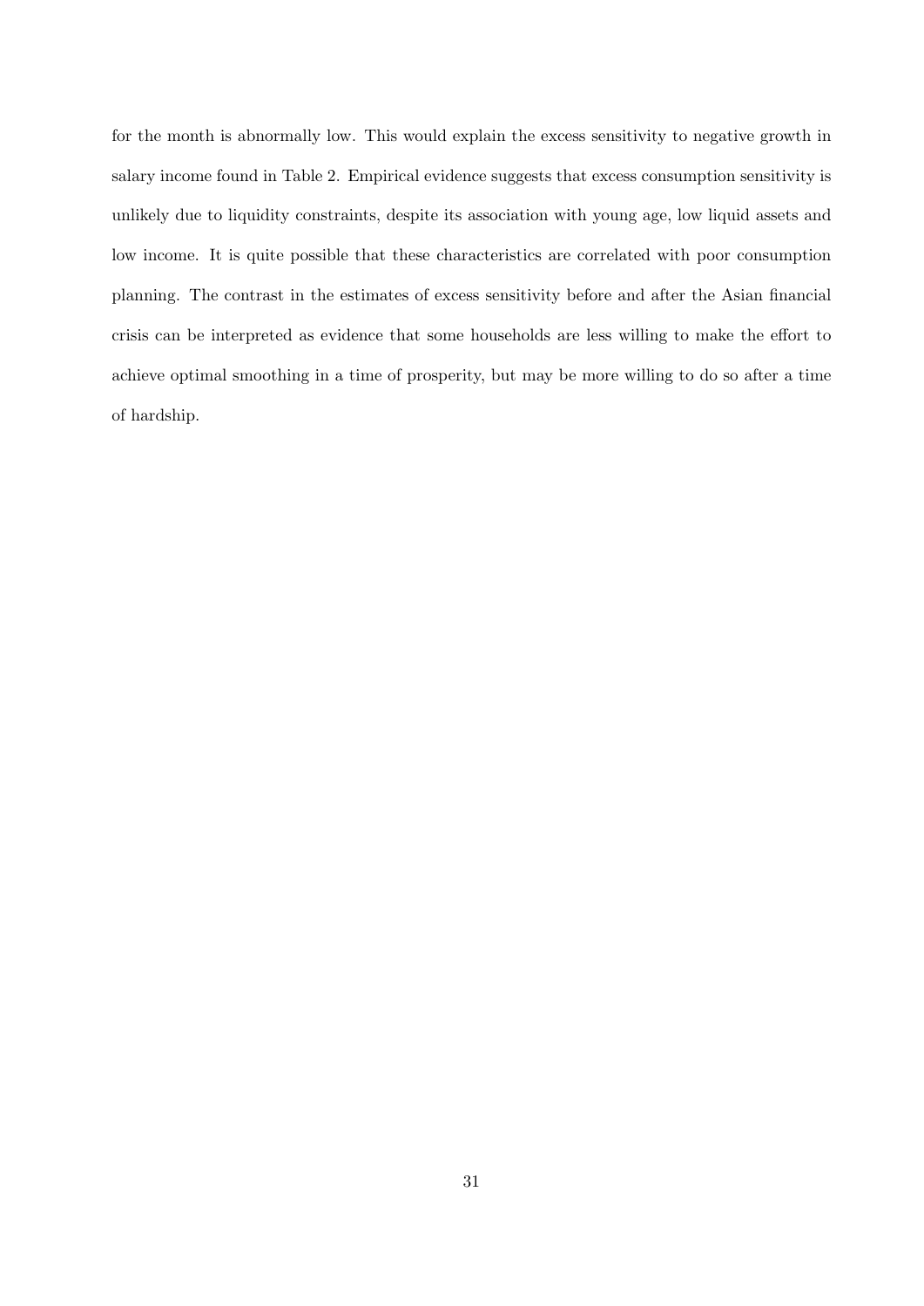for the month is abnormally low. This would explain the excess sensitivity to negative growth in salary income found in Table 2. Empirical evidence suggests that excess consumption sensitivity is unlikely due to liquidity constraints, despite its association with young age, low liquid assets and low income. It is quite possible that these characteristics are correlated with poor consumption planning. The contrast in the estimates of excess sensitivity before and after the Asian financial crisis can be interpreted as evidence that some households are less willing to make the effort to achieve optimal smoothing in a time of prosperity, but may be more willing to do so after a time of hardship.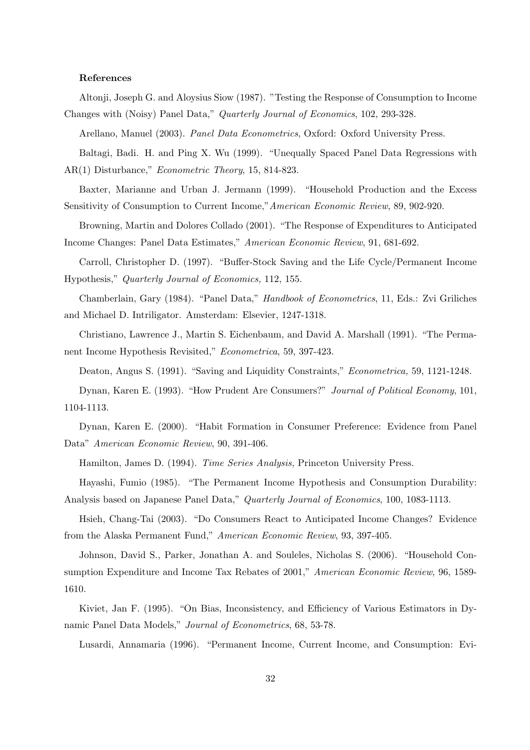**References**

Altonji, Joseph G. and Aloysius Siow (1987). "Testing the Response of Consumption to Income Changes with (Noisy) Panel Data," *Quarterly Journal of Economics*, 102, 293-328.

Arellano, Manuel (2003). *Panel Data Econometrics*, Oxford: Oxford University Press.

Baltagi, Badi. H. and Ping X. Wu (1999). "Unequally Spaced Panel Data Regressions with AR(1) Disturbance," *Econometric Theory*, 15, 814-823.

Baxter, Marianne and Urban J. Jermann (1999). "Household Production and the Excess Sensitivity of Consumption to Current Income,"*American Economic Review*, 89, 902-920.

Browning, Martin and Dolores Collado (2001). "The Response of Expenditures to Anticipated Income Changes: Panel Data Estimates," *American Economic Review*, 91, 681-692.

Carroll, Christopher D. (1997). "Buffer-Stock Saving and the Life Cycle/Permanent Income Hypothesis," *Quarterly Journal of Economics,* 112, 155.

Chamberlain, Gary (1984). "Panel Data," *Handbook of Econometrics*, 11, Eds.: Zvi Griliches and Michael D. Intriligator. Amsterdam: Elsevier, 1247-1318.

Christiano, Lawrence J., Martin S. Eichenbaum, and David A. Marshall (1991). "The Permanent Income Hypothesis Revisited," *Econometrica*, 59, 397-423.

Deaton, Angus S. (1991). "Saving and Liquidity Constraints," *Econometrica,* 59, 1121-1248.

Dynan, Karen E. (1993). "How Prudent Are Consumers?" *Journal of Political Economy*, 101, 1104-1113.

Dynan, Karen E. (2000). "Habit Formation in Consumer Preference: Evidence from Panel Data" *American Economic Review*, 90, 391-406.

Hamilton, James D. (1994). *Time Series Analysis,* Princeton University Press.

Hayashi, Fumio (1985). "The Permanent Income Hypothesis and Consumption Durability: Analysis based on Japanese Panel Data," *Quarterly Journal of Economics*, 100, 1083-1113.

Hsieh, Chang-Tai (2003). "Do Consumers React to Anticipated Income Changes? Evidence from the Alaska Permanent Fund," *American Economic Review*, 93, 397-405.

Johnson, David S., Parker, Jonathan A. and Souleles, Nicholas S. (2006). "Household Consumption Expenditure and Income Tax Rebates of 2001," *American Economic Review*, 96, 1589-1610.

Kiviet, Jan F. (1995). "On Bias, Inconsistency, and Efficiency of Various Estimators in Dynamic Panel Data Models," *Journal of Econometrics*, 68, 53-78.

Lusardi, Annamaria (1996). "Permanent Income, Current Income, and Consumption: Evi-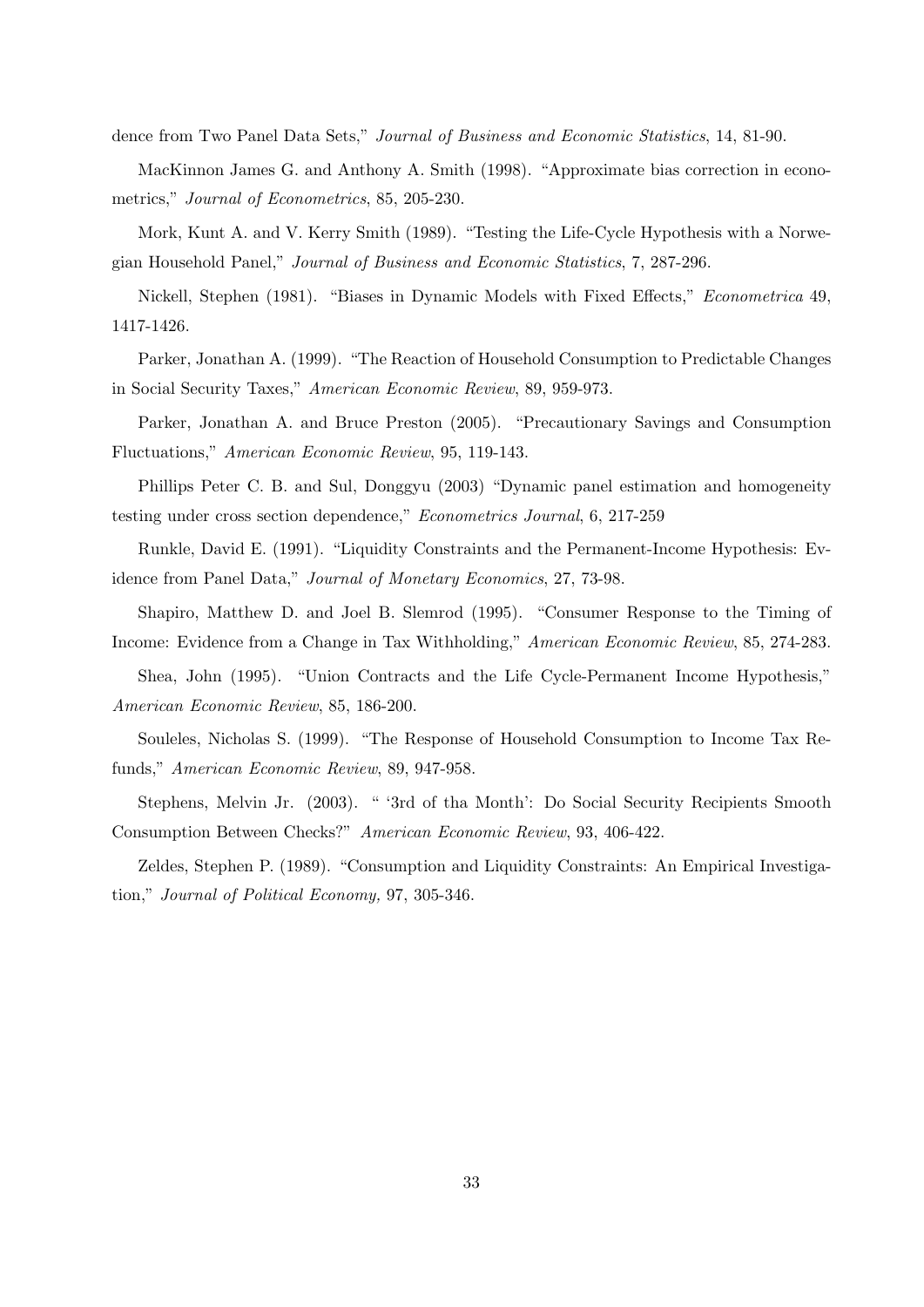dence from Two Panel Data Sets," *Journal of Business and Economic Statistics*, 14, 81-90.

MacKinnon James G. and Anthony A. Smith (1998). "Approximate bias correction in econometrics," *Journal of Econometrics*, 85, 205-230.

Mork, Kunt A. and V. Kerry Smith (1989). "Testing the Life-Cycle Hypothesis with a Norwegian Household Panel," *Journal of Business and Economic Statistics*, 7, 287-296.

Nickell, Stephen (1981). "Biases in Dynamic Models with Fixed Effects," *Econometrica* 49, 1417-1426.

Parker, Jonathan A. (1999). "The Reaction of Household Consumption to Predictable Changes in Social Security Taxes," *American Economic Review*, 89, 959-973.

Parker, Jonathan A. and Bruce Preston (2005). "Precautionary Savings and Consumption Fluctuations," *American Economic Review*, 95, 119-143.

Phillips Peter C. B. and Sul, Donggyu (2003) "Dynamic panel estimation and homogeneity testing under cross section dependence," *Econometrics Journal*, 6, 217-259

Runkle, David E. (1991). "Liquidity Constraints and the Permanent-Income Hypothesis: Evidence from Panel Data," *Journal of Monetary Economics*, 27, 73-98.

Shapiro, Matthew D. and Joel B. Slemrod (1995). "Consumer Response to the Timing of Income: Evidence from a Change in Tax Withholding," *American Economic Review*, 85, 274-283.

Shea, John (1995). "Union Contracts and the Life Cycle-Permanent Income Hypothesis," *American Economic Review*, 85, 186-200.

Souleles, Nicholas S. (1999). "The Response of Household Consumption to Income Tax Refunds," *American Economic Review*, 89, 947-958.

Stephens, Melvin Jr. (2003). " '3rd of tha Month': Do Social Security Recipients Smooth Consumption Between Checks?" *American Economic Review*, 93, 406-422.

Zeldes, Stephen P. (1989). "Consumption and Liquidity Constraints: An Empirical Investigation," *Journal of Political Economy,* 97, 305-346.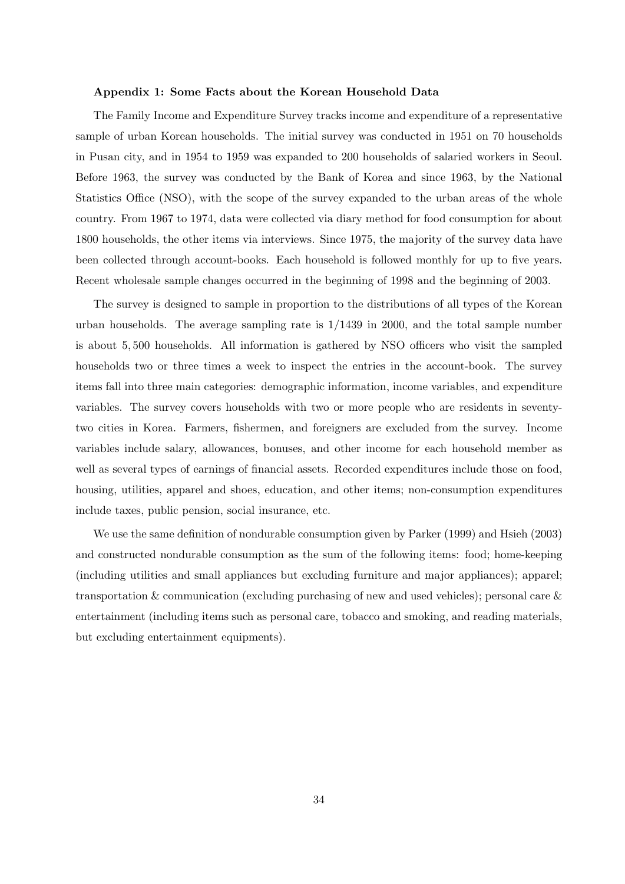### Appendix 1: Some Facts about the Korean Household Data

The Family Income and Expenditure Survey tracks income and expenditure of a representative sample of urban Korean households. The initial survey was conducted in 1951 on 70 households in Pusan city, and in 1954 to 1959 was expanded to 200 households of salaried workers in Seoul. Before 1963, the survey was conducted by the Bank of Korea and since 1963, by the National Statistics Office (NSO), with the scope of the survey expanded to the urban areas of the whole country. From 1967 to 1974, data were collected via diary method for food consumption for about 1800 households, the other items via interviews. Since 1975, the majority of the survey data have been collected through account-books. Each household is followed monthly for up to five years. Recent wholesale sample changes occurred in the beginning of 1998 and the beginning of 2003.

The survey is designed to sample in proportion to the distributions of all types of the Korean urban households. The average sampling rate is 1/1439 in 2000, and the total sample number is about 5,500 households. All information is gathered by NSO officers who visit the sampled households two or three times a week to inspect the entries in the account-book. The survey items fall into three main categories: demographic information, income variables, and expenditure variables. The survey covers households with two or more people who are residents in seventy-two cities in Korea. Farmers, fishermen, and foreigners are excluded from the survey. Income variables include salary, allowances, bonuses, and other income for each household member as well as several types of earnings of financial assets. Recorded expenditures include those on food, housing, utilities, apparel and shoes, education, and other items; non-consumption expenditures include taxes, public pension, social insurance, etc.

We use the same definition of nondurable consumption given by Parker (1999) and Hsieh (2003) and constructed nondurable consumption as the sum of the following items: food; home-keeping (including utilities and small appliances but excluding furniture and major appliances); apparel; transportation & communication (excluding purchasing of new and used vehicles); personal care & entertainment (including items such as personal care, tobacco and smoking, and reading materials, but excluding entertainment equipments).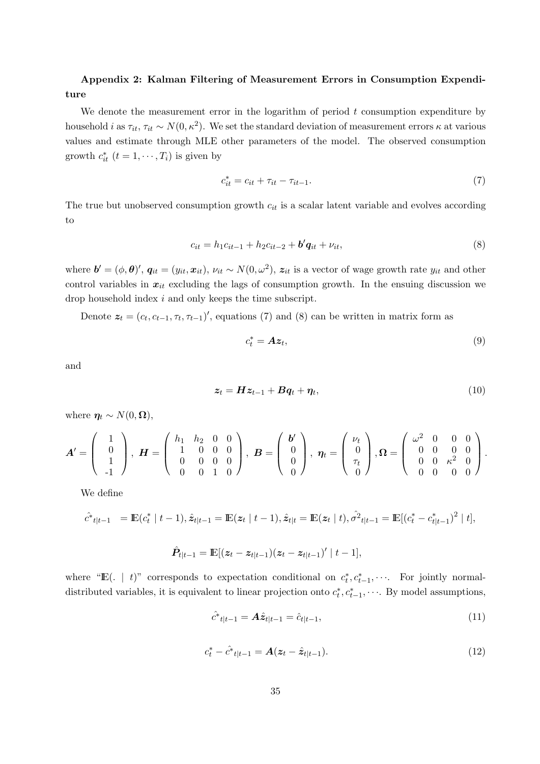### Appendix 2: Kalman Filtering of Measurement Errors in Consumption Expenditure

We denote the measurement error in the logarithm of period $t$ consumption expenditure by household $i$ as $\tau_{it}$, $\tau_{it} \sim N(0, \kappa^2)$. We set the standard deviation of measurement errors $\kappa$ at various values and estimate through MLE other parameters of the model. The observed consumption growth $c^*_{it}$ $(t = 1, \cdots, T_i)$ is given by

$$c^*_{it} = c_{it} + \tau_{it} - \tau_{it-1}. \tag{7}$$

The true but unobserved consumption growth $c_{it}$ is a scalar latent variable and evolves according to

$$c_{it} = h_1 c_{it-1} + h_2 c_{it-2} + \boldsymbol{b'} \boldsymbol{q}_{it} + \nu_{it}, \tag{8}$$

where $\boldsymbol{b'} = (\phi, \boldsymbol{\theta})'$, $\boldsymbol{q}_{it} = (y_{it}, \boldsymbol{x}_{it})$, $\nu_{it} \sim N(0, \omega^2)$, $\boldsymbol{z}_{it}$ is a vector of wage growth rate $y_{it}$ and other control variables in $\boldsymbol{x}_{it}$ excluding the lags of consumption growth. In the ensuing discussion we drop household index $i$ and only keeps the time subscript.

Denote $\boldsymbol{z}_t = (c_t, c_{t-1}, \tau_t, \tau_{t-1})'$, equations (7) and (8) can be written in matrix form as

$$c^*_t = \boldsymbol{A} \boldsymbol{z}_t, \tag{9}$$

and

$$\boldsymbol{z}_t = \boldsymbol{H} \boldsymbol{z}_{t-1} + \boldsymbol{B} \boldsymbol{q}_t + \boldsymbol{\eta}_t, \tag{10}$$

where $\boldsymbol{\eta}_t \sim N(0, \boldsymbol{\Omega})$,

$$\boldsymbol{A'} = \begin{pmatrix} 1 \\ 0 \\ 1 \\ -1 \end{pmatrix}, \ \boldsymbol{H} = \begin{pmatrix} h_1 & h_2 & 0 & 0 \\ 1 & 0 & 0 & 0 \\ 0 & 0 & 0 & 0 \\ 0 & 0 & 1 & 0 \end{pmatrix}, \ \boldsymbol{B} = \begin{pmatrix} \boldsymbol{b'} \\ 0 \\ 0 \\ 0 \end{pmatrix}, \ \boldsymbol{\eta}_t = \begin{pmatrix} \nu_t \\ 0 \\ \tau_t \\ 0 \end{pmatrix}, \boldsymbol{\Omega} = \begin{pmatrix} \omega^2 & 0 & 0 & 0 \\ 0 & 0 & 0 & 0 \\ 0 & 0 & \kappa^2 & 0 \\ 0 & 0 & 0 & 0 \end{pmatrix}.$$

We define

$$\hat{c^*}_{t|t-1} \ = \mathbb{E}(c^*_t \mid t-1), \hat{\boldsymbol{z}}_{t|t-1} = \mathbb{E}(\boldsymbol{z}_t \mid t-1), \hat{\boldsymbol{z}}_{t|t} = \mathbb{E}(\boldsymbol{z}_t \mid t), \hat{\sigma^2}_{t|t-1} = \mathbb{E}[(c^*_t - c^*_{t|t-1})^2 \mid t],$$

$$\hat{\boldsymbol{P}}_{t|t-1} = \mathbb{E}[(\boldsymbol{z}_t - \boldsymbol{z}_{t|t-1})(\boldsymbol{z}_t - \boldsymbol{z}_{t|t-1})' \mid t-1],$$

where "$\mathbb{E}(. \mid t)$" corresponds to expectation conditional on $c^*_t, c^*_{t-1}, \cdots$. For jointly normal-distributed variables, it is equivalent to linear projection onto $c^*_t, c^*_{t-1}, \cdots$. By model assumptions,

$$\hat{c^*}_{t|t-1} = \boldsymbol{A} \hat{\boldsymbol{z}}_{t|t-1} = \hat{c}_{t|t-1}, \tag{11}$$

$$c^*_t - \hat{c^*}_{t|t-1} = \boldsymbol{A}(\boldsymbol{z}_t - \hat{\boldsymbol{z}}_{t|t-1}). \tag{12}$$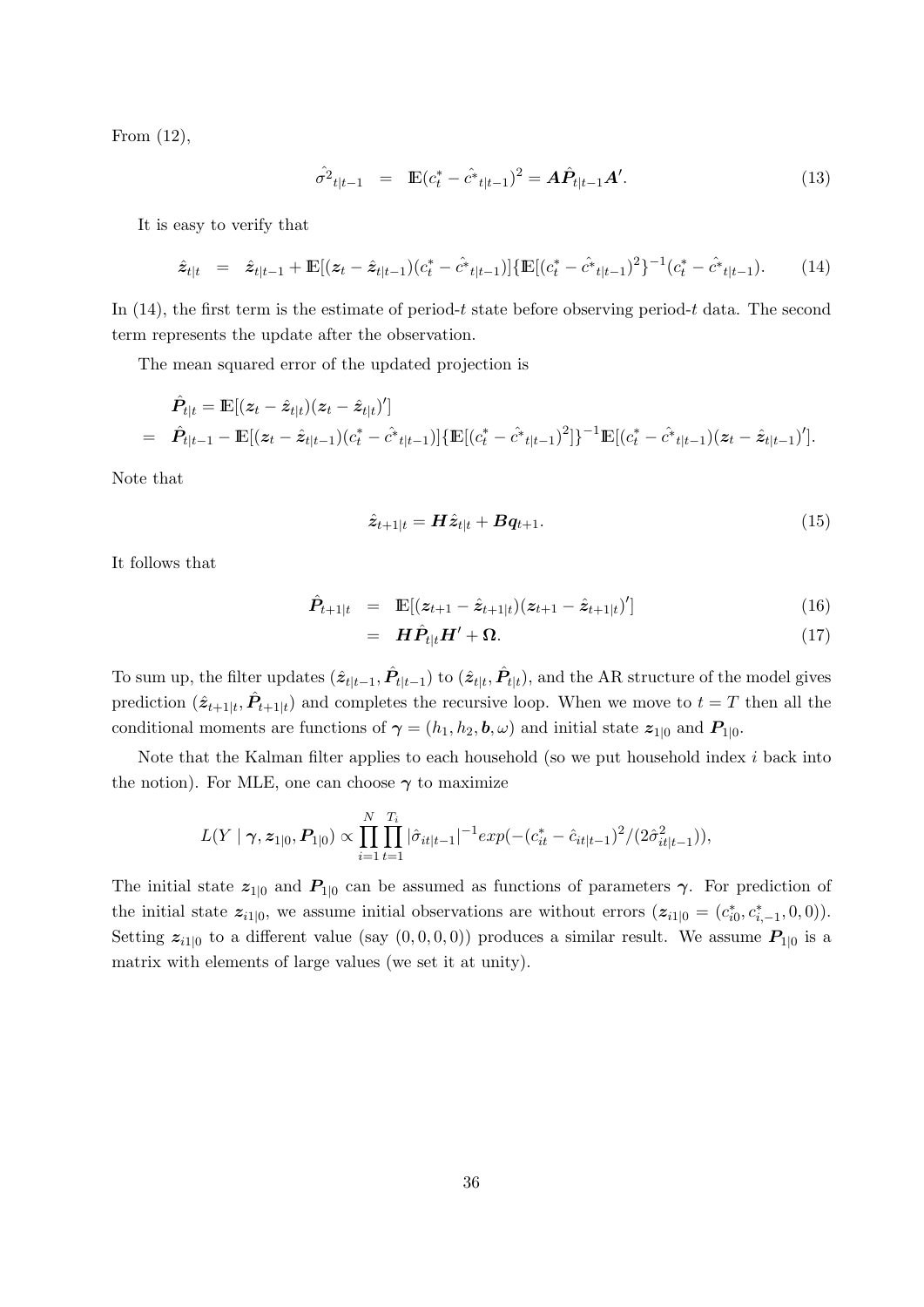From (12),

$$\hat{\sigma^2}_{t|t-1} \;\; = \;\; \mathbb{E}(c_t^* - \hat{c^*}_{t|t-1})^2 = \boldsymbol{A}\hat{\boldsymbol{P}}_{t|t-1}\boldsymbol{A'}. \tag{13}$$

It is easy to verify that

$$\hat{\boldsymbol{z}}_{t|t} \;\; = \;\; \hat{\boldsymbol{z}}_{t|t-1} + \mathbb{E}[(\boldsymbol{z}_t - \hat{\boldsymbol{z}}_{t|t-1})(c_t^* - \hat{c^*}_{t|t-1})]\{\mathbb{E}[(c_t^* - \hat{c^*}_{t|t-1})^2\}^{-1}(c_t^* - \hat{c^*}_{t|t-1}). \tag{14}$$

In (14), the first term is the estimate of period-$t$ state before observing period-$t$ data. The second term represents the update after the observation.

The mean squared error of the updated projection is

$$\begin{aligned}
&\hat{\boldsymbol{P}}_{t|t} = \mathbb{E}[(\boldsymbol{z}_t - \hat{\boldsymbol{z}}_{t|t})(\boldsymbol{z}_t - \hat{\boldsymbol{z}}_{t|t})'] \\
= \;\; & \hat{\boldsymbol{P}}_{t|t-1} - \mathbb{E}[(\boldsymbol{z}_t - \hat{\boldsymbol{z}}_{t|t-1})(c_t^* - \hat{c^*}_{t|t-1})]\{\mathbb{E}[(c_t^* - \hat{c^*}_{t|t-1})^2]\}^{-1}\mathbb{E}[(c_t^* - \hat{c^*}_{t|t-1})(\boldsymbol{z}_t - \hat{\boldsymbol{z}}_{t|t-1})'].
\end{aligned}$$

Note that

$$\hat{\boldsymbol{z}}_{t+1|t} = \boldsymbol{H}\hat{\boldsymbol{z}}_{t|t} + \boldsymbol{B}\boldsymbol{q}_{t+1}. \tag{15}$$

It follows that

$$\hat{\boldsymbol{P}}_{t+1|t} \;\; = \;\; \mathbb{E}[(\boldsymbol{z}_{t+1} - \hat{\boldsymbol{z}}_{t+1|t})(\boldsymbol{z}_{t+1} - \hat{\boldsymbol{z}}_{t+1|t})'] \tag{16}$$

$$\;\; = \;\; \boldsymbol{H}\hat{\boldsymbol{P}}_{t|t}\boldsymbol{H}' + \boldsymbol{\Omega}. \tag{17}$$

To sum up, the filter updates $(\hat{\boldsymbol{z}}_{t|t-1}, \hat{\boldsymbol{P}}_{t|t-1})$ to $(\hat{\boldsymbol{z}}_{t|t}, \hat{\boldsymbol{P}}_{t|t})$, and the AR structure of the model gives prediction $(\hat{\boldsymbol{z}}_{t+1|t}, \hat{\boldsymbol{P}}_{t+1|t})$ and completes the recursive loop. When we move to $t = T$ then all the conditional moments are functions of $\boldsymbol{\gamma} = (h_1, h_2, \boldsymbol{b}, \omega)$ and initial state $\boldsymbol{z}_{1|0}$ and $\boldsymbol{P}_{1|0}$.

Note that the Kalman filter applies to each household (so we put household index $i$ back into the notion). For MLE, one can choose $\boldsymbol{\gamma}$ to maximize

$$L(Y \mid \boldsymbol{\gamma}, \boldsymbol{z}_{1|0}, \boldsymbol{P}_{1|0}) \propto \prod_{i=1}^{N}\prod_{t=1}^{T_i} |\hat{\sigma}_{it|t-1}|^{-1} exp(-(c_{it}^* - \hat{c}_{it|t-1})^2/(2\hat{\sigma}_{it|t-1}^2)),$$

The initial state $\boldsymbol{z}_{1|0}$ and $\boldsymbol{P}_{1|0}$ can be assumed as functions of parameters $\boldsymbol{\gamma}$. For prediction of the initial state $\boldsymbol{z}_{i1|0}$, we assume initial observations are without errors ($\boldsymbol{z}_{i1|0} = (c_{i0}^*, c_{i,-1}^*, 0, 0)$). Setting $\boldsymbol{z}_{i1|0}$ to a different value (say $(0, 0, 0, 0)$) produces a similar result. We assume $\boldsymbol{P}_{1|0}$ is a matrix with elements of large values (we set it at unity).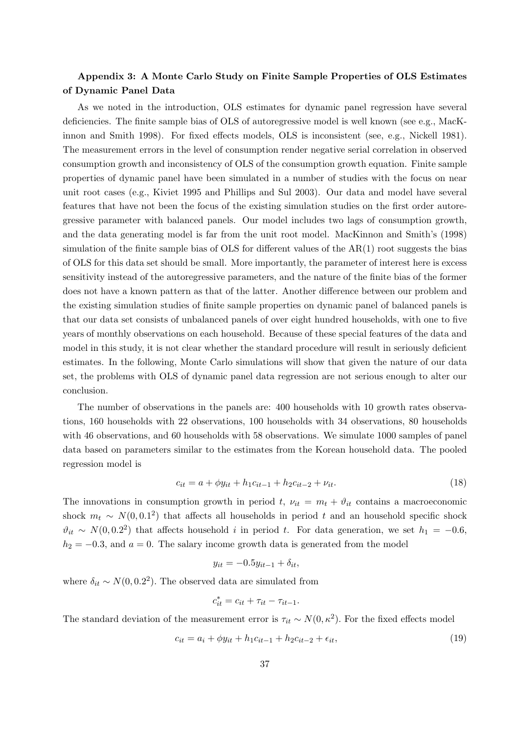### Appendix 3: A Monte Carlo Study on Finite Sample Properties of OLS Estimates of Dynamic Panel Data

As we noted in the introduction, OLS estimates for dynamic panel regression have several deficiencies. The finite sample bias of OLS of autoregressive model is well known (see e.g., MacKinnon and Smith 1998). For fixed effects models, OLS is inconsistent (see, e.g., Nickell 1981). The measurement errors in the level of consumption render negative serial correlation in observed consumption growth and inconsistency of OLS of the consumption growth equation. Finite sample properties of dynamic panel have been simulated in a number of studies with the focus on near unit root cases (e.g., Kiviet 1995 and Phillips and Sul 2003). Our data and model have several features that have not been the focus of the existing simulation studies on the first order autoregressive parameter with balanced panels. Our model includes two lags of consumption growth, and the data generating model is far from the unit root model. MacKinnon and Smith's (1998) simulation of the finite sample bias of OLS for different values of the AR(1) root suggests the bias of OLS for this data set should be small. More importantly, the parameter of interest here is excess sensitivity instead of the autoregressive parameters, and the nature of the finite bias of the former does not have a known pattern as that of the latter. Another difference between our problem and the existing simulation studies of finite sample properties on dynamic panel of balanced panels is that our data set consists of unbalanced panels of over eight hundred households, with one to five years of monthly observations on each household. Because of these special features of the data and model in this study, it is not clear whether the standard procedure will result in seriously deficient estimates. In the following, Monte Carlo simulations will show that given the nature of our data set, the problems with OLS of dynamic panel data regression are not serious enough to alter our conclusion.

The number of observations in the panels are: 400 households with 10 growth rates observations, 160 households with 22 observations, 100 households with 34 observations, 80 households with 46 observations, and 60 households with 58 observations. We simulate 1000 samples of panel data based on parameters similar to the estimates from the Korean household data. The pooled regression model is

$$c_{it} = a + \phi y_{it} + h_1 c_{it-1} + h_2 c_{it-2} + \nu_{it}. \tag{18}$$

The innovations in consumption growth in period $t$, $\nu_{it} = m_t + \vartheta_{it}$ contains a macroeconomic shock $m_t \sim N(0, 0.1^2)$ that affects all households in period $t$ and an household specific shock $\vartheta_{it} \sim N(0, 0.2^2)$ that affects household $i$ in period $t$. For data generation, we set $h_1 = -0.6$, $h_2 = -0.3$, and $a = 0$. The salary income growth data is generated from the model

$$y_{it} = -0.5 y_{it-1} + \delta_{it},$$

where $\delta_{it} \sim N(0, 0.2^2)$. The observed data are simulated from

$$c^*_{it} = c_{it} + \tau_{it} - \tau_{it-1}.$$

The standard deviation of the measurement error is $\tau_{it} \sim N(0, \kappa^2)$. For the fixed effects model

$$c_{it} = a_i + \phi y_{it} + h_1 c_{it-1} + h_2 c_{it-2} + \epsilon_{it}, \tag{19}$$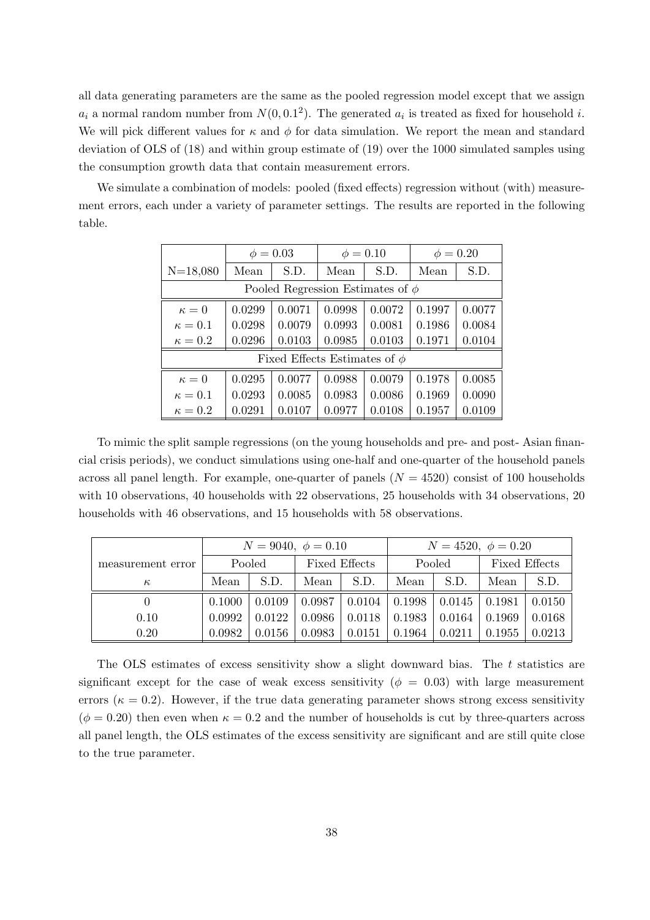all data generating parameters are the same as the pooled regression model except that we assign $a_i$ a normal random number from $N(0, 0.1^2)$. The generated $a_i$ is treated as fixed for household $i$. We will pick different values for $\kappa$ and $\phi$ for data simulation. We report the mean and standard deviation of OLS of (18) and within group estimate of (19) over the 1000 simulated samples using the consumption growth data that contain measurement errors.

We simulate a combination of models: pooled (fixed effects) regression without (with) measurement errors, each under a variety of parameter settings. The results are reported in the following table.

| | $\phi = 0.03$ | | $\phi = 0.10$ | | $\phi = 0.20$ | |
|---|---|---|---|---|---|---|
| N=18,080 | Mean | S.D. | Mean | S.D. | Mean | S.D. |
| Pooled Regression Estimates of $\phi$ | | | | | | |
| $\kappa = 0$ | 0.0299 | 0.0071 | 0.0998 | 0.0072 | 0.1997 | 0.0077 |
| $\kappa = 0.1$ | 0.0298 | 0.0079 | 0.0993 | 0.0081 | 0.1986 | 0.0084 |
| $\kappa = 0.2$ | 0.0296 | 0.0103 | 0.0985 | 0.0103 | 0.1971 | 0.0104 |
| Fixed Effects Estimates of $\phi$ | | | | | | |
| $\kappa = 0$ | 0.0295 | 0.0077 | 0.0988 | 0.0079 | 0.1978 | 0.0085 |
| $\kappa = 0.1$ | 0.0293 | 0.0085 | 0.0983 | 0.0086 | 0.1969 | 0.0090 |
| $\kappa = 0.2$ | 0.0291 | 0.0107 | 0.0977 | 0.0108 | 0.1957 | 0.0109 |

To mimic the split sample regressions (on the young households and pre- and post- Asian financial crisis periods), we conduct simulations using one-half and one-quarter of the household panels across all panel length. For example, one-quarter of panels ($N = 4520$) consist of 100 households with 10 observations, 40 households with 22 observations, 25 households with 34 observations, 20 households with 46 observations, and 15 households with 58 observations.

| | $N = 9040,\ \phi = 0.10$ | | | | $N = 4520,\ \phi = 0.20$ | | | |
|---|---|---|---|---|---|---|---|---|
| measurement error | Pooled | | Fixed Effects | | Pooled | | Fixed Effects | |
| $\kappa$ | Mean | S.D. | Mean | S.D. | Mean | S.D. | Mean | S.D. |
| 0 | 0.1000 | 0.0109 | 0.0987 | 0.0104 | 0.1998 | 0.0145 | 0.1981 | 0.0150 |
| 0.10 | 0.0992 | 0.0122 | 0.0986 | 0.0118 | 0.1983 | 0.0164 | 0.1969 | 0.0168 |
| 0.20 | 0.0982 | 0.0156 | 0.0983 | 0.0151 | 0.1964 | 0.0211 | 0.1955 | 0.0213 |

The OLS estimates of excess sensitivity show a slight downward bias. The $t$ statistics are significant except for the case of weak excess sensitivity ($\phi = 0.03$) with large measurement errors ($\kappa = 0.2$). However, if the true data generating parameter shows strong excess sensitivity ($\phi = 0.20$) then even when $\kappa = 0.2$ and the number of households is cut by three-quarters across all panel length, the OLS estimates of the excess sensitivity are significant and are still quite close to the true parameter.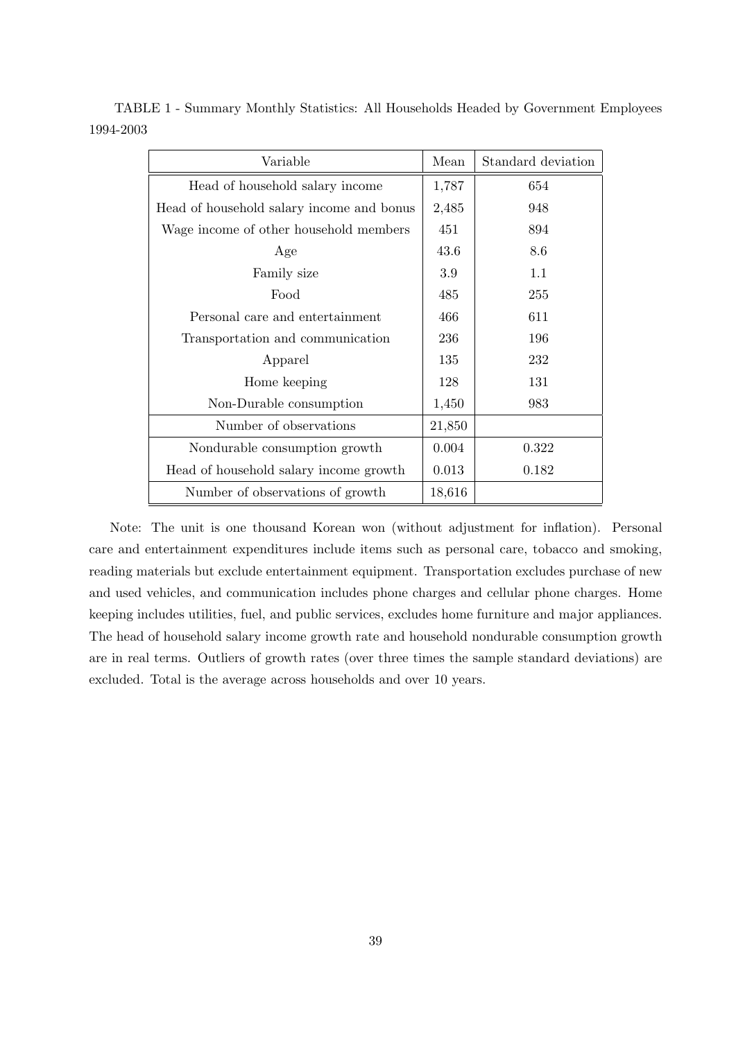TABLE 1 - Summary Monthly Statistics: All Households Headed by Government Employees 1994-2003

| Variable | Mean | Standard deviation |
|---|---|---|
| Head of household salary income | 1,787 | 654 |
| Head of household salary income and bonus | 2,485 | 948 |
| Wage income of other household members | 451 | 894 |
| Age | 43.6 | 8.6 |
| Family size | 3.9 | 1.1 |
| Food | 485 | 255 |
| Personal care and entertainment | 466 | 611 |
| Transportation and communication | 236 | 196 |
| Apparel | 135 | 232 |
| Home keeping | 128 | 131 |
| Non-Durable consumption | 1,450 | 983 |
| Number of observations | 21,850 | |
| Nondurable consumption growth | 0.004 | 0.322 |
| Head of household salary income growth | 0.013 | 0.182 |
| Number of observations of growth | 18,616 | |

Note: The unit is one thousand Korean won (without adjustment for inflation). Personal care and entertainment expenditures include items such as personal care, tobacco and smoking, reading materials but exclude entertainment equipment. Transportation excludes purchase of new and used vehicles, and communication includes phone charges and cellular phone charges. Home keeping includes utilities, fuel, and public services, excludes home furniture and major appliances. The head of household salary income growth rate and household nondurable consumption growth are in real terms. Outliers of growth rates (over three times the sample standard deviations) are excluded. Total is the average across households and over 10 years.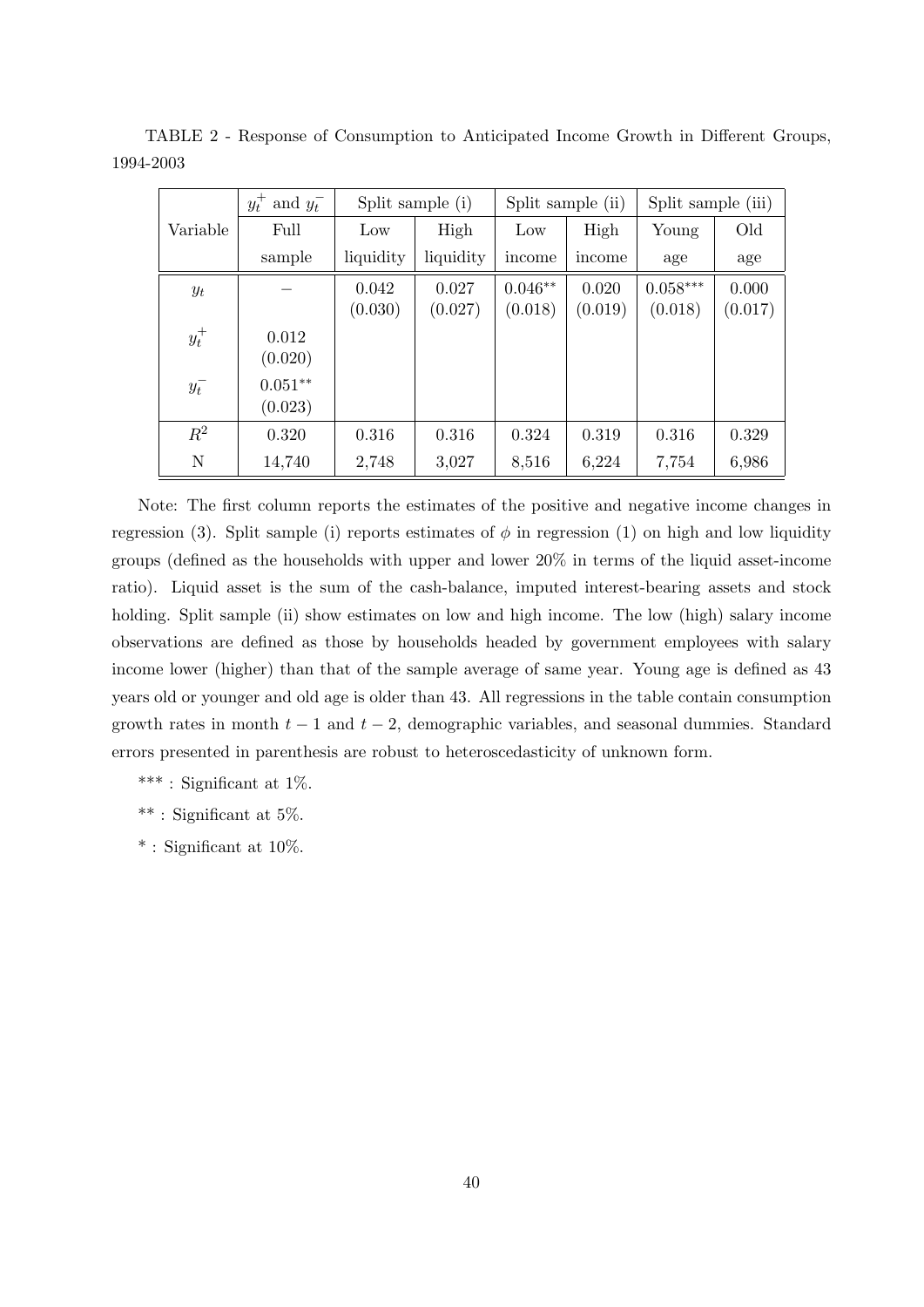TABLE 2 - Response of Consumption to Anticipated Income Growth in Different Groups, 1994-2003

| Variable | $y_t^+$ and $y_t^-$ Full sample | Split sample (i) Low liquidity | Split sample (i) High liquidity | Split sample (ii) Low income | Split sample (ii) High income | Split sample (iii) Young age | Split sample (iii) Old age |
|---|---|---|---|---|---|---|---|
| $y_t$ | − | 0.042 | 0.027 | 0.046** | 0.020 | 0.058*** | 0.000 |
| | | (0.030) | (0.027) | (0.018) | (0.019) | (0.018) | (0.017) |
| $y_t^+$ | 0.012 | | | | | | |
| | (0.020) | | | | | | |
| $y_t^-$ | 0.051** | | | | | | |
| | (0.023) | | | | | | |
| $R^2$ | 0.320 | 0.316 | 0.316 | 0.324 | 0.319 | 0.316 | 0.329 |
| N | 14,740 | 2,748 | 3,027 | 8,516 | 6,224 | 7,754 | 6,986 |

Note: The first column reports the estimates of the positive and negative income changes in regression (3). Split sample (i) reports estimates of $\phi$ in regression (1) on high and low liquidity groups (defined as the households with upper and lower 20% in terms of the liquid asset-income ratio). Liquid asset is the sum of the cash-balance, imputed interest-bearing assets and stock holding. Split sample (ii) show estimates on low and high income. The low (high) salary income observations are defined as those by households headed by government employees with salary income lower (higher) than that of the sample average of same year. Young age is defined as 43 years old or younger and old age is older than 43. All regressions in the table contain consumption growth rates in month $t-1$ and $t-2$, demographic variables, and seasonal dummies. Standard errors presented in parenthesis are robust to heteroscedasticity of unknown form.

*** : Significant at 1%.

** : Significant at 5%.

* : Significant at 10%.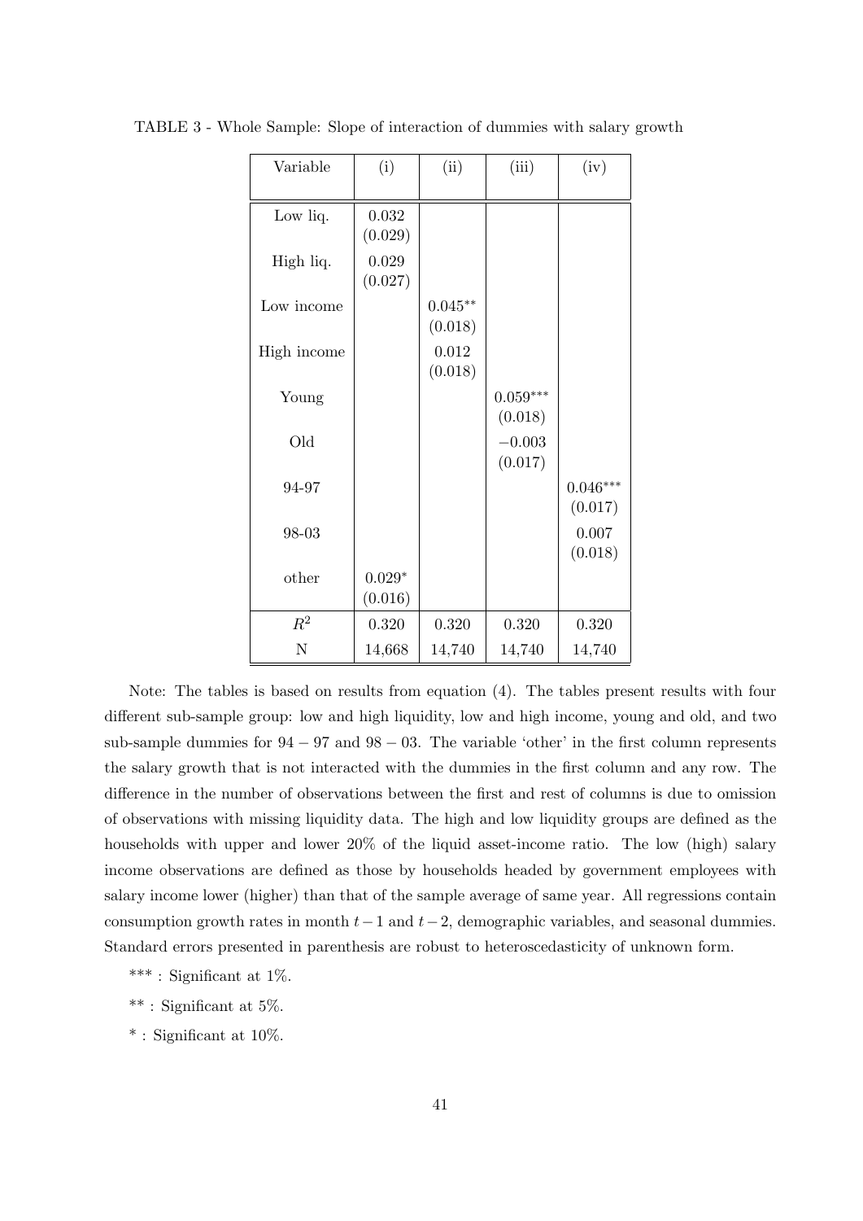TABLE 3 - Whole Sample: Slope of interaction of dummies with salary growth

| Variable | (i) | (ii) | (iii) | (iv) |
|---|---|---|---|---|
| Low liq. | 0.032 (0.029) | | | |
| High liq. | 0.029 (0.027) | | | |
| Low income | | $0.045^{**}$ (0.018) | | |
| High income | | 0.012 (0.018) | | |
| Young | | | $0.059^{***}$ (0.018) | |
| Old | | | $-0.003$ (0.017) | |
| 94-97 | | | | $0.046^{***}$ (0.017) |
| 98-03 | | | | 0.007 (0.018) |
| other | $0.029^{*}$ (0.016) | | | |
| $R^2$ | 0.320 | 0.320 | 0.320 | 0.320 |
| N | 14,668 | 14,740 | 14,740 | 14,740 |

Note: The tables is based on results from equation (4). The tables present results with four different sub-sample group: low and high liquidity, low and high income, young and old, and two sub-sample dummies for $94-97$ and $98-03$. The variable 'other' in the first column represents the salary growth that is not interacted with the dummies in the first column and any row. The difference in the number of observations between the first and rest of columns is due to omission of observations with missing liquidity data. The high and low liquidity groups are defined as the households with upper and lower 20% of the liquid asset-income ratio. The low (high) salary income observations are defined as those by households headed by government employees with salary income lower (higher) than that of the sample average of same year. All regressions contain consumption growth rates in month $t-1$ and $t-2$, demographic variables, and seasonal dummies. Standard errors presented in parenthesis are robust to heteroscedasticity of unknown form.

*** : Significant at 1%.

** : Significant at 5%.

* : Significant at 10%.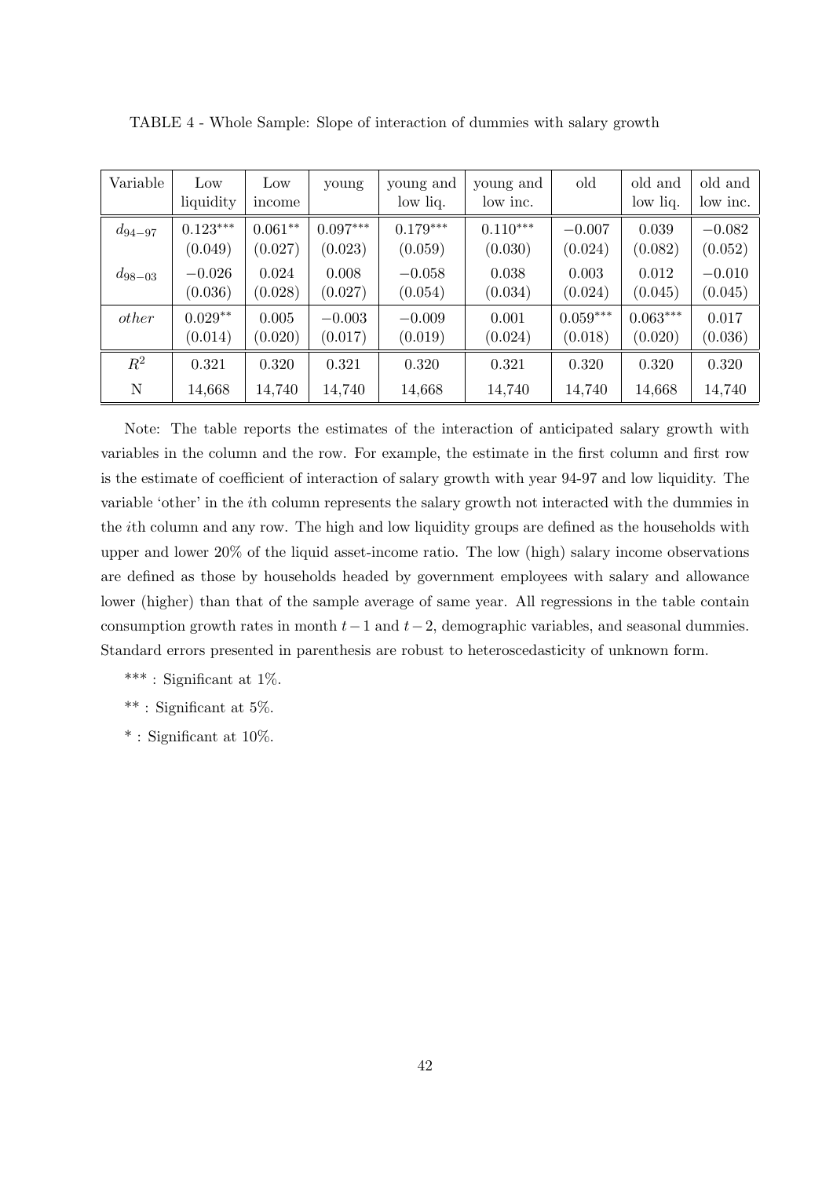TABLE 4 - Whole Sample: Slope of interaction of dummies with salary growth

| Variable | Low liquidity | Low income | young | young and low liq. | young and low inc. | old | old and low liq. | old and low inc. |
|---|---|---|---|---|---|---|---|---|
| $d_{94-97}$ | $0.123^{***}$ | $0.061^{**}$ | $0.097^{***}$ | $0.179^{***}$ | $0.110^{***}$ | $-0.007$ | $0.039$ | $-0.082$ |
| | (0.049) | (0.027) | (0.023) | (0.059) | (0.030) | (0.024) | (0.082) | (0.052) |
| $d_{98-03}$ | $-0.026$ | $0.024$ | $0.008$ | $-0.058$ | $0.038$ | $0.003$ | $0.012$ | $-0.010$ |
| | (0.036) | (0.028) | (0.027) | (0.054) | (0.034) | (0.024) | (0.045) | (0.045) |
| *other* | $0.029^{**}$ | $0.005$ | $-0.003$ | $-0.009$ | $0.001$ | $0.059^{***}$ | $0.063^{***}$ | $0.017$ |
| | (0.014) | (0.020) | (0.017) | (0.019) | (0.024) | (0.018) | (0.020) | (0.036) |
| $R^2$ | 0.321 | 0.320 | 0.321 | 0.320 | 0.321 | 0.320 | 0.320 | 0.320 |
| N | 14,668 | 14,740 | 14,740 | 14,668 | 14,740 | 14,740 | 14,668 | 14,740 |

Note: The table reports the estimates of the interaction of anticipated salary growth with variables in the column and the row. For example, the estimate in the first column and first row is the estimate of coefficient of interaction of salary growth with year 94-97 and low liquidity. The variable 'other' in the $i$th column represents the salary growth not interacted with the dummies in the $i$th column and any row. The high and low liquidity groups are defined as the households with upper and lower 20% of the liquid asset-income ratio. The low (high) salary income observations are defined as those by households headed by government employees with salary and allowance lower (higher) than that of the sample average of same year. All regressions in the table contain consumption growth rates in month $t-1$ and $t-2$, demographic variables, and seasonal dummies. Standard errors presented in parenthesis are robust to heteroscedasticity of unknown form.

*** : Significant at 1%.

** : Significant at 5%.

* : Significant at 10%.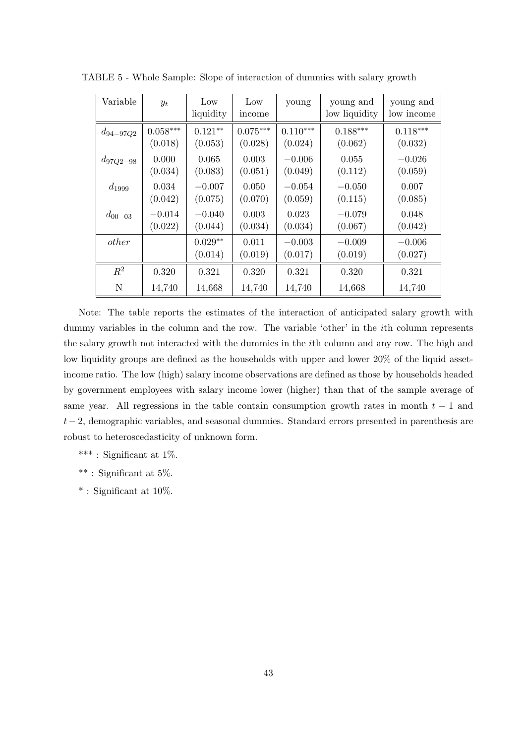TABLE 5 - Whole Sample: Slope of interaction of dummies with salary growth

| Variable | $y_t$ | Low liquidity | Low income | young | young and low liquidity | young and low income |
|---|---|---|---|---|---|---|
| $d_{94-97Q2}$ | $0.058^{***}$ | $0.121^{**}$ | $0.075^{***}$ | $0.110^{***}$ | $0.188^{***}$ | $0.118^{***}$ |
| | (0.018) | (0.053) | (0.028) | (0.024) | (0.062) | (0.032) |
| $d_{97Q2-98}$ | 0.000 | 0.065 | 0.003 | $-0.006$ | 0.055 | $-0.026$ |
| | (0.034) | (0.083) | (0.051) | (0.049) | (0.112) | (0.059) |
| $d_{1999}$ | 0.034 | $-0.007$ | 0.050 | $-0.054$ | $-0.050$ | 0.007 |
| | (0.042) | (0.075) | (0.070) | (0.059) | (0.115) | (0.085) |
| $d_{00-03}$ | $-0.014$ | $-0.040$ | 0.003 | 0.023 | $-0.079$ | 0.048 |
| | (0.022) | (0.044) | (0.034) | (0.034) | (0.067) | (0.042) |
| *other* | | $0.029^{**}$ | 0.011 | $-0.003$ | $-0.009$ | $-0.006$ |
| | | (0.014) | (0.019) | (0.017) | (0.019) | (0.027) |
| $R^2$ | 0.320 | 0.321 | 0.320 | 0.321 | 0.320 | 0.321 |
| N | 14,740 | 14,668 | 14,740 | 14,740 | 14,668 | 14,740 |

Note: The table reports the estimates of the interaction of anticipated salary growth with dummy variables in the column and the row. The variable 'other' in the $i$th column represents the salary growth not interacted with the dummies in the $i$th column and any row. The high and low liquidity groups are defined as the households with upper and lower 20% of the liquid asset-income ratio. The low (high) salary income observations are defined as those by households headed by government employees with salary income lower (higher) than that of the sample average of same year. All regressions in the table contain consumption growth rates in month $t-1$ and $t-2$, demographic variables, and seasonal dummies. Standard errors presented in parenthesis are robust to heteroscedasticity of unknown form.

*** : Significant at 1%.

** : Significant at 5%.

* : Significant at 10%.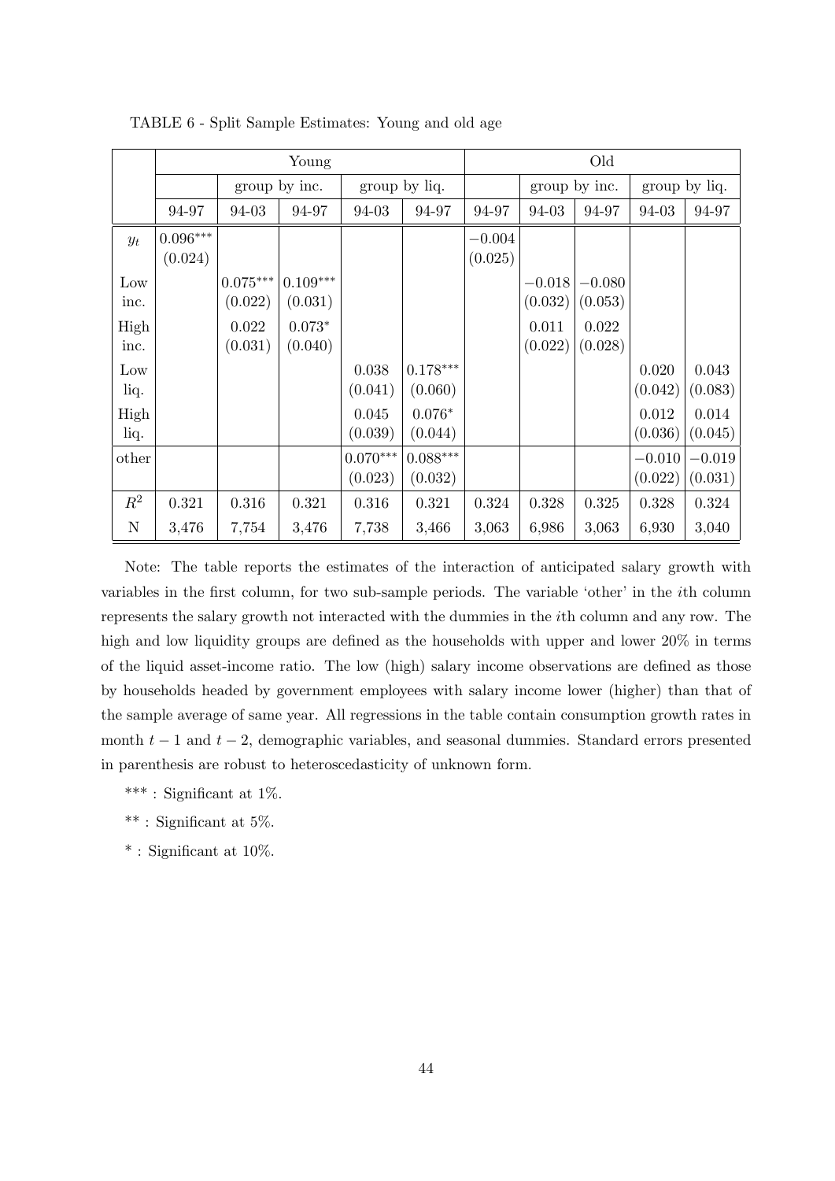TABLE 6 - Split Sample Estimates: Young and old age

| | Young | | | | | Old | | | | |
|---|---|---|---|---|---|---|---|---|---|---|
| | | group by inc. | | group by liq. | | | group by inc. | | group by liq. | |
| | 94-97 | 94-03 | 94-97 | 94-03 | 94-97 | 94-97 | 94-03 | 94-97 | 94-03 | 94-97 |
| $y_t$ | $0.096^{***}$ (0.024) | | | | | $-0.004$ (0.025) | | | | |
| Low inc. | | $0.075^{***}$ (0.022) | $0.109^{***}$ (0.031) | | | | $-0.018$ (0.032) | $-0.080$ (0.053) | | |
| High inc. | | 0.022 (0.031) | $0.073^{*}$ (0.040) | | | | 0.011 (0.022) | 0.022 (0.028) | | |
| Low liq. | | | | 0.038 (0.041) | $0.178^{***}$ (0.060) | | | | 0.020 (0.042) | 0.043 (0.083) |
| High liq. | | | | 0.045 (0.039) | $0.076^{*}$ (0.044) | | | | 0.012 (0.036) | 0.014 (0.045) |
| other | | | | $0.070^{***}$ (0.023) | $0.088^{***}$ (0.032) | | | | $-0.010$ (0.022) | $-0.019$ (0.031) |
| $R^2$ | 0.321 | 0.316 | 0.321 | 0.316 | 0.321 | 0.324 | 0.328 | 0.325 | 0.328 | 0.324 |
| N | 3,476 | 7,754 | 3,476 | 7,738 | 3,466 | 3,063 | 6,986 | 3,063 | 6,930 | 3,040 |

Note: The table reports the estimates of the interaction of anticipated salary growth with variables in the first column, for two sub-sample periods. The variable 'other' in the $i$th column represents the salary growth not interacted with the dummies in the $i$th column and any row. The high and low liquidity groups are defined as the households with upper and lower 20% in terms of the liquid asset-income ratio. The low (high) salary income observations are defined as those by households headed by government employees with salary income lower (higher) than that of the sample average of same year. All regressions in the table contain consumption growth rates in month $t-1$ and $t-2$, demographic variables, and seasonal dummies. Standard errors presented in parenthesis are robust to heteroscedasticity of unknown form.

*** : Significant at 1%.

** : Significant at 5%.

* : Significant at 10%.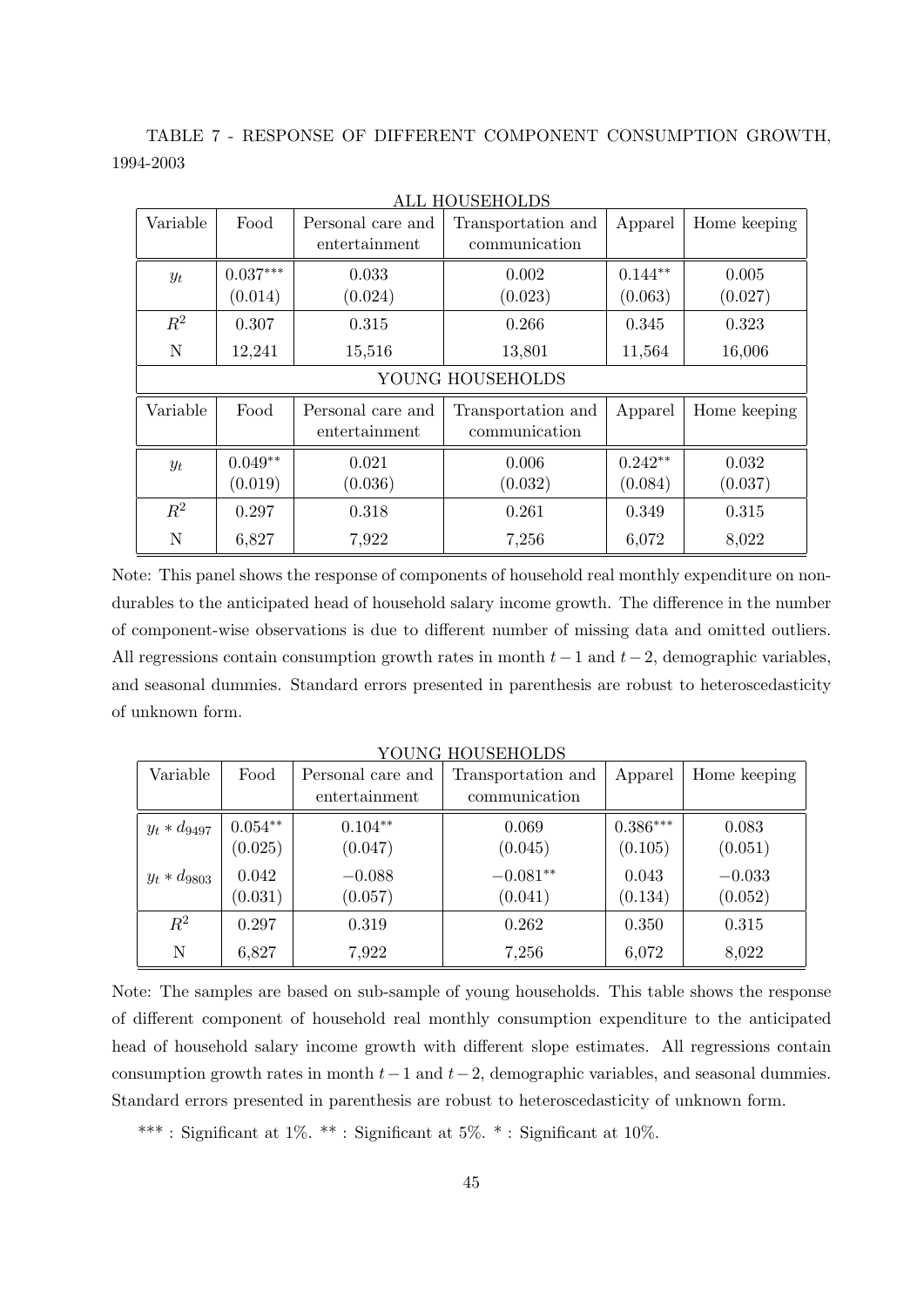TABLE 7 - RESPONSE OF DIFFERENT COMPONENT CONSUMPTION GROWTH, 1994-2003

ALL HOUSEHOLDS

| Variable | Food | Personal care and entertainment | Transportation and communication | Apparel | Home keeping |
|---|---|---|---|---|---|
| $y_t$ | $0.037^{***}$ (0.014) | 0.033 (0.024) | 0.002 (0.023) | $0.144^{**}$ (0.063) | 0.005 (0.027) |
| $R^2$ | 0.307 | 0.315 | 0.266 | 0.345 | 0.323 |
| N | 12,241 | 15,516 | 13,801 | 11,564 | 16,006 |

YOUNG HOUSEHOLDS

| Variable | Food | Personal care and entertainment | Transportation and communication | Apparel | Home keeping |
|---|---|---|---|---|---|
| $y_t$ | $0.049^{**}$ (0.019) | 0.021 (0.036) | 0.006 (0.032) | $0.242^{**}$ (0.084) | 0.032 (0.037) |
| $R^2$ | 0.297 | 0.318 | 0.261 | 0.349 | 0.315 |
| N | 6,827 | 7,922 | 7,256 | 6,072 | 8,022 |

Note: This panel shows the response of components of household real monthly expenditure on nondurables to the anticipated head of household salary income growth. The difference in the number of component-wise observations is due to different number of missing data and omitted outliers. All regressions contain consumption growth rates in month $t-1$ and $t-2$, demographic variables, and seasonal dummies. Standard errors presented in parenthesis are robust to heteroscedasticity of unknown form.

YOUNG HOUSEHOLDS

| Variable | Food | Personal care and entertainment | Transportation and communication | Apparel | Home keeping |
|---|---|---|---|---|---|
| $y_t * d_{9497}$ | $0.054^{**}$ (0.025) | $0.104^{**}$ (0.047) | 0.069 (0.045) | $0.386^{***}$ (0.105) | 0.083 (0.051) |
| $y_t * d_{9803}$ | 0.042 (0.031) | $-0.088$ (0.057) | $-0.081^{**}$ (0.041) | 0.043 (0.134) | $-0.033$ (0.052) |
| $R^2$ | 0.297 | 0.319 | 0.262 | 0.350 | 0.315 |
| N | 6,827 | 7,922 | 7,256 | 6,072 | 8,022 |

Note: The samples are based on sub-sample of young households. This table shows the response of different component of household real monthly consumption expenditure to the anticipated head of household salary income growth with different slope estimates. All regressions contain consumption growth rates in month $t-1$ and $t-2$, demographic variables, and seasonal dummies. Standard errors presented in parenthesis are robust to heteroscedasticity of unknown form.

*** : Significant at 1%. ** : Significant at 5%. * : Significant at 10%.